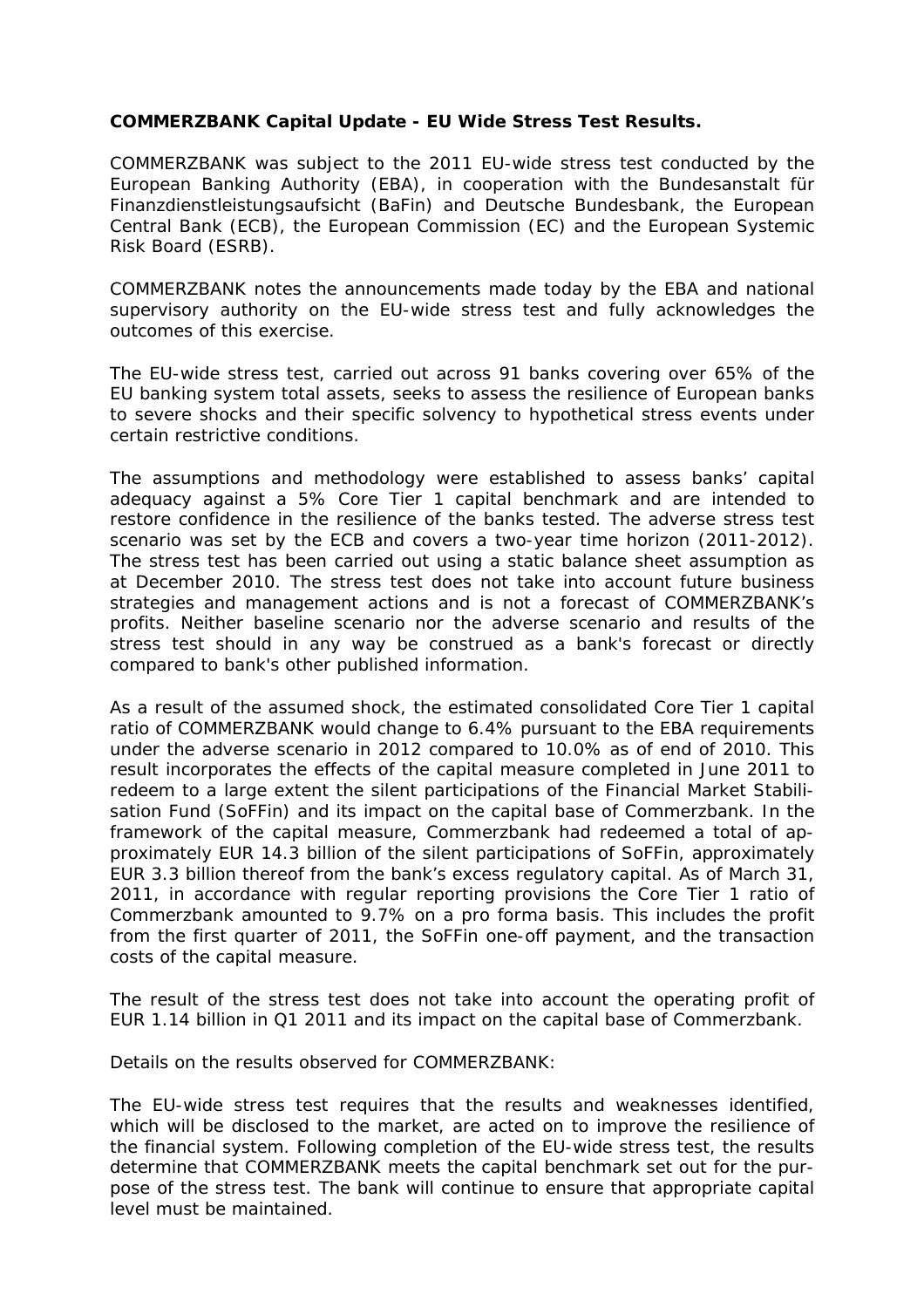**COMMERZBANK Capital Update - EU Wide Stress Test Results.**

COMMERZBANK was subject to the 2011 EU-wide stress test conducted by the European Banking Authority (EBA), in cooperation with the Bundesanstalt für Finanzdienstleistungsaufsicht (BaFin) and Deutsche Bundesbank, the European Central Bank (ECB), the European Commission (EC) and the European Systemic Risk Board (ESRB).

COMMERZBANK notes the announcements made today by the EBA and national supervisory authority on the EU-wide stress test and fully acknowledges the outcomes of this exercise.

The EU-wide stress test, carried out across 91 banks covering over 65% of the EU banking system total assets, seeks to assess the resilience of European banks to severe shocks and their specific solvency to hypothetical stress events under certain restrictive conditions.

The assumptions and methodology were established to assess banks' capital adequacy against a 5% Core Tier 1 capital benchmark and are intended to restore confidence in the resilience of the banks tested. The adverse stress test scenario was set by the ECB and covers a two-year time horizon (2011-2012). The stress test has been carried out using a static balance sheet assumption as at December 2010. The stress test does not take into account future business strategies and management actions and is not a forecast of COMMERZBANK's profits. Neither baseline scenario nor the adverse scenario and results of the stress test should in any way be construed as a bank's forecast or directly compared to bank's other published information.

As a result of the assumed shock, the estimated consolidated Core Tier 1 capital ratio of COMMERZBANK would change to 6.4% pursuant to the EBA requirements under the adverse scenario in 2012 compared to 10.0% as of end of 2010. This result incorporates the effects of the capital measure completed in June 2011 to redeem to a large extent the silent participations of the Financial Market Stabilisation Fund (SoFFin) and its impact on the capital base of Commerzbank. In the framework of the capital measure, Commerzbank had redeemed a total of approximately EUR 14.3 billion of the silent participations of SoFFin, approximately EUR 3.3 billion thereof from the bank's excess regulatory capital. As of March 31, 2011, in accordance with regular reporting provisions the Core Tier 1 ratio of Commerzbank amounted to 9.7% on a pro forma basis. This includes the profit from the first quarter of 2011, the SoFFin one-off payment, and the transaction costs of the capital measure.

The result of the stress test does not take into account the operating profit of EUR 1.14 billion in Q1 2011 and its impact on the capital base of Commerzbank.

Details on the results observed for COMMERZBANK:

The EU-wide stress test requires that the results and weaknesses identified, which will be disclosed to the market, are acted on to improve the resilience of the financial system. Following completion of the EU-wide stress test, the results determine that COMMERZBANK meets the capital benchmark set out for the purpose of the stress test. The bank will continue to ensure that appropriate capital level must be maintained.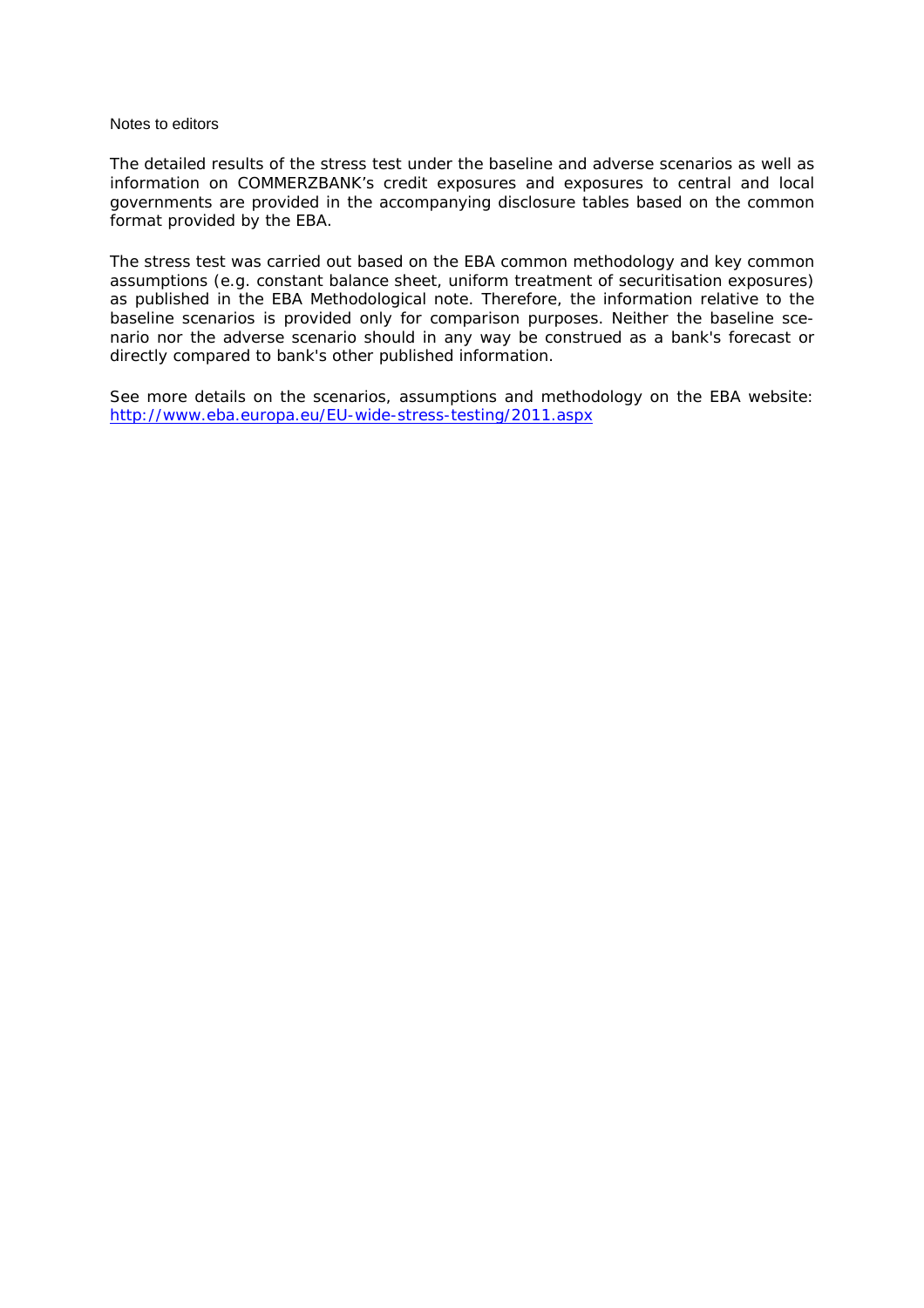Notes to editors

The detailed results of the stress test under the baseline and adverse scenarios as well as information on COMMERZBANK's credit exposures and exposures to central and local governments are provided in the accompanying disclosure tables based on the common format provided by the EBA.

The stress test was carried out based on the EBA common methodology and key common assumptions (e.g. constant balance sheet, uniform treatment of securitisation exposures) as published in the EBA Methodological note. Therefore, the information relative to the baseline scenarios is provided only for comparison purposes. Neither the baseline scenario nor the adverse scenario should in any way be construed as a bank's forecast or directly compared to bank's other published information.

See more details on the scenarios, assumptions and methodology on the EBA website: [http://www.eba.europa.eu/EU-wide-stress-testing/2011.aspx](http://www.eba.europa.eu/EU-wide-stress-testing/2011.aspx)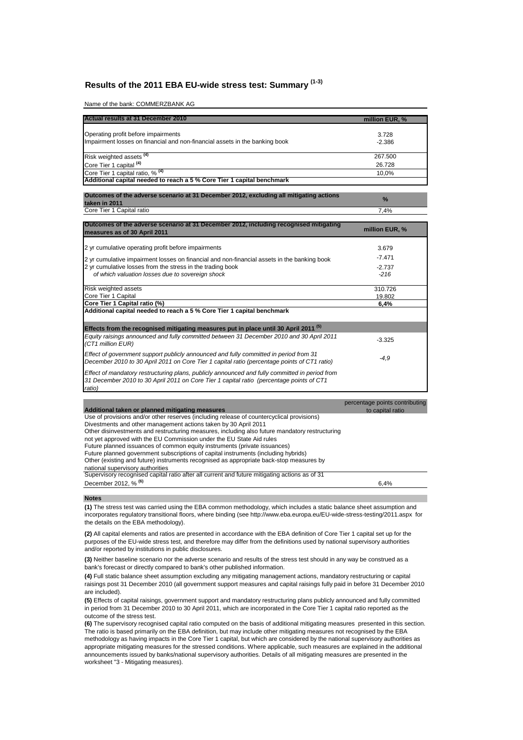# Results of the 2011 EBA EU-wide stress test: Summary [1-3]

Name of the bank: COMMERZBANK AG

| Actual results at 31 December 2010 | million EUR, % |
|---|---|
| Operating profit before impairments | 3.728 |
| Impairment losses on financial and non-financial assets in the banking book | -2.386 |
| Risk weighted assets [4] | 267.500 |
| Core Tier 1 capital [4] | 26.728 |
| Core Tier 1 capital ratio, % [4] | 10,0% |
| **Additional capital needed to reach a 5 % Core Tier 1 capital benchmark** | |

| Outcomes of the adverse scenario at 31 December 2012, excluding all mitigating actions taken in 2011 | % |
|---|---|
| Core Tier 1 Capital ratio | 7,4% |

| Outcomes of the adverse scenario at 31 December 2012, including recognised mitigating measures as of 30 April 2011 | million EUR, % |
|---|---|
| 2 yr cumulative operating profit before impairments | 3.679 |
| 2 yr cumulative impairment losses on financial and non-financial assets in the banking book | -7.471 |
| 2 yr cumulative losses from the stress in the trading book | -2.737 |
| *of which valuation losses due to sovereign shock* | *-216* |
| Risk weighted assets | 310.726 |
| Core Tier 1 Capital | 19.802 |
| **Core Tier 1 Capital ratio (%)** | **6,4%** |
| **Additional capital needed to reach a 5 % Core Tier 1 capital benchmark** | |
| **Effects from the recognised mitigating measures put in place until 30 April 2011 [5]** | |
| *Equity raisings announced and fully committed between 31 December 2010 and 30 April 2011 (CT1 million EUR)* | -3.325 |
| *Effect of government support publicly announced and fully committed in period from 31 December 2010 to 30 April 2011 on Core Tier 1 capital ratio (percentage points of CT1 ratio)* | *-4,9* |
| *Effect of mandatory restructuring plans, publicly announced and fully committed in period from 31 December 2010 to 30 April 2011 on Core Tier 1 capital ratio (percentage points of CT1 ratio)* | |

| Additional taken or planned mitigating measures | percentage points contributing to capital ratio |
|---|---|
| Use of provisions and/or other reserves (including release of countercyclical provisions) | |
| Divestments and other management actions taken by 30 April 2011 | |
| Other disinvestments and restructuring measures, including also future mandatory restructuring not yet approved with the EU Commission under the EU State Aid rules | |
| Future planned issuances of common equity instruments (private issuances) | |
| Future planned government subscriptions of capital instruments (including hybrids) | |
| Other (existing and future) instruments recognised as appropriate back-stop measures by national supervisory authorities | |
| Supervisory recognised capital ratio after all current and future mitigating actions as of 31 December 2012, % [6] | 6,4% |

**Notes**

**(1)** The stress test was carried using the EBA common methodology, which includes a static balance sheet assumption and incorporates regulatory transitional floors, where binding (see http://www.eba.europa.eu/EU-wide-stress-testing/2011.aspx for the details on the EBA methodology).

**(2)** All capital elements and ratios are presented in accordance with the EBA definition of Core Tier 1 capital set up for the purposes of the EU-wide stress test, and therefore may differ from the definitions used by national supervisory authorities and/or reported by institutions in public disclosures.

**(3)** Neither baseline scenario nor the adverse scenario and results of the stress test should in any way be construed as a bank's forecast or directly compared to bank's other published information.

**(4)** Full static balance sheet assumption excluding any mitigating management actions, mandatory restructuring or capital raisings post 31 December 2010 (all government support measures and capital raisings fully paid in before 31 December 2010 are included).

**(5)** Effects of capital raisings, government support and mandatory restructuring plans publicly announced and fully committed in period from 31 December 2010 to 30 April 2011, which are incorporated in the Core Tier 1 capital ratio reported as the outcome of the stress test.

**(6)** The supervisory recognised capital ratio computed on the basis of additional mitigating measures presented in this section. The ratio is based primarily on the EBA definition, but may include other mitigating measures not recognised by the EBA methodology as having impacts in the Core Tier 1 capital, but which are considered by the national supervisory authorities as appropriate mitigating measures for the stressed conditions. Where applicable, such measures are explained in the additional announcements issued by banks/national supervisory authorities. Details of all mitigating measures are presented in the worksheet "3 - Mitigating measures).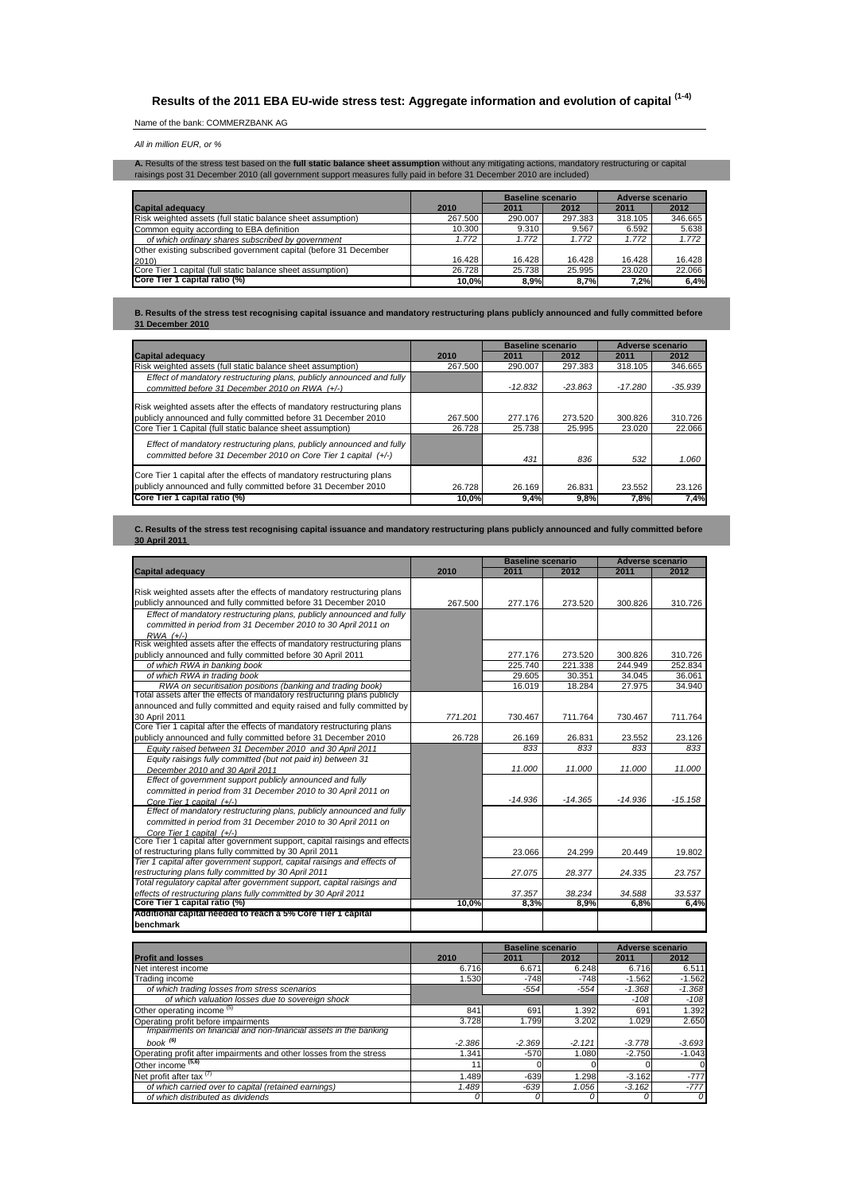# Results of the 2011 EBA EU-wide stress test: Aggregate information and evolution of capital [(1-4)]

Name of the bank: COMMERZBANK AG

*All in million EUR, or %*

**A.** Results of the stress test based on the **full static balance sheet assumption** without any mitigating actions, mandatory restructuring or capital raisings post 31 December 2010 (all government support measures fully paid in before 31 December 2010 are included)

| Capital adequacy | 2010 | Baseline scenario 2011 | Baseline scenario 2012 | Adverse scenario 2011 | Adverse scenario 2012 |
|---|---|---|---|---|---|
| Risk weighted assets (full static balance sheet assumption) | 267.500 | 290.007 | 297.383 | 318.105 | 346.665 |
| Common equity according to EBA definition | 10.300 | 9.310 | 9.567 | 6.592 | 5.638 |
| *of which ordinary shares subscribed by government* | *1.772* | *1.772* | *1.772* | *1.772* | *1.772* |
| Other existing subscribed government capital (before 31 December 2010) | 16.428 | 16.428 | 16.428 | 16.428 | 16.428 |
| Core Tier 1 capital (full static balance sheet assumption) | 26.728 | 25.738 | 25.995 | 23.020 | 22.066 |
| **Core Tier 1 capital ratio (%)** | **10,0%** | **8,9%** | **8,7%** | **7,2%** | **6,4%** |

**B. Results of the stress test recognising capital issuance and mandatory restructuring plans publicly announced and fully committed before 31 December 2010**

| Capital adequacy | 2010 | Baseline scenario 2011 | Baseline scenario 2012 | Adverse scenario 2011 | Adverse scenario 2012 |
|---|---|---|---|---|---|
| Risk weighted assets (full static balance sheet assumption) | 267.500 | 290.007 | 297.383 | 318.105 | 346.665 |
| *Effect of mandatory restructuring plans, publicly announced and fully committed before 31 December 2010 on RWA (+/-)* | | *-12.832* | *-23.863* | *-17.280* | *-35.939* |
| Risk weighted assets after the effects of mandatory restructuring plans publicly announced and fully committed before 31 December 2010 | 267.500 | 277.176 | 273.520 | 300.826 | 310.726 |
| Core Tier 1 Capital (full static balance sheet assumption) | 26.728 | 25.738 | 25.995 | 23.020 | 22.066 |
| *Effect of mandatory restructuring plans, publicly announced and fully committed before 31 December 2010 on Core Tier 1 capital (+/-)* | | *431* | *836* | *532* | *1.060* |
| Core Tier 1 capital after the effects of mandatory restructuring plans publicly announced and fully committed before 31 December 2010 | 26.728 | 26.169 | 26.831 | 23.552 | 23.126 |
| **Core Tier 1 capital ratio (%)** | **10,0%** | **9,4%** | **9,8%** | **7,8%** | **7,4%** |

**C. Results of the stress test recognising capital issuance and mandatory restructuring plans publicly announced and fully committed before 30 April 2011**

| Capital adequacy | 2010 | Baseline scenario 2011 | Baseline scenario 2012 | Adverse scenario 2011 | Adverse scenario 2012 |
|---|---|---|---|---|---|
| Risk weighted assets after the effects of mandatory restructuring plans publicly announced and fully committed before 31 December 2010 | 267.500 | 277.176 | 273.520 | 300.826 | 310.726 |
| *Effect of mandatory restructuring plans, publicly announced and fully committed in period from 31 December 2010 to 30 April 2011 on RWA (+/-)* | | | | | |
| Risk weighted assets after the effects of mandatory restructuring plans publicly announced and fully committed before 30 April 2011 | | 277.176 | 273.520 | 300.826 | 310.726 |
| *of which RWA in banking book* | | 225.740 | 221.338 | 244.949 | 252.834 |
| *of which RWA in trading book* | | 29.605 | 30.351 | 34.045 | 36.061 |
| *RWA on securitisation positions (banking and trading book)* | | 16.019 | 18.284 | 27.975 | 34.940 |
| Total assets after the effects of mandatory restructuring plans publicly announced and fully committed and equity raised and fully committed by 30 April 2011 | *771.201* | 730.467 | 711.764 | 730.467 | 711.764 |
| Core Tier 1 capital after the effects of mandatory restructuring plans publicly announced and fully committed before 31 December 2010 | 26.728 | 26.169 | 26.831 | 23.552 | 23.126 |
| *Equity raised between 31 December 2010 and 30 April 2011* | | *833* | *833* | *833* | *833* |
| *Equity raisings fully committed (but not paid in) between 31 December 2010 and 30 April 2011* | | *11.000* | *11.000* | *11.000* | *11.000* |
| *Effect of government support publicly announced and fully committed in period from 31 December 2010 to 30 April 2011 on Core Tier 1 capital (+/-)* | | *-14.936* | *-14.365* | *-14.936* | *-15.158* |
| *Effect of mandatory restructuring plans, publicly announced and fully committed in period from 31 December 2010 to 30 April 2011 on Core Tier 1 capital (+/-)* | | | | | |
| Core Tier 1 capital after government support, capital raisings and effects of restructuring plans fully committed by 30 April 2011 | | 23.066 | 24.299 | 20.449 | 19.802 |
| *Tier 1 capital after government support, capital raisings and effects of restructuring plans fully committed by 30 April 2011* | | *27.075* | *28.377* | *24.335* | *23.757* |
| *Total regulatory capital after government support, capital raisings and effects of restructuring plans fully committed by 30 April 2011* | | *37.357* | *38.234* | *34.588* | *33.537* |
| **Core Tier 1 capital ratio (%)** | **10,0%** | **8,3%** | **8,9%** | **6,8%** | **6,4%** |
| **Additional capital needed to reach a 5% Core Tier 1 capital benchmark** | | | | | |

| Profit and losses | 2010 | Baseline scenario 2011 | Baseline scenario 2012 | Adverse scenario 2011 | Adverse scenario 2012 |
|---|---|---|---|---|---|
| Net interest income | 6.716 | 6.671 | 6.248 | 6.716 | 6.511 |
| Trading income | 1.530 | -748 | -748 | -1.562 | -1.562 |
| *of which trading losses from stress scenarios* | | *-554* | *-554* | *-1.368* | *-1.368* |
| *of which valuation losses due to sovereign shock* | | | | *-108* | *-108* |
| Other operating income [(5)] | 841 | 691 | 1.392 | 691 | 1.392 |
| Operating profit before impairments | 3.728 | 1.799 | 3.202 | 1.029 | 2.650 |
| *Impairments on financial and non-financial assets in the banking book* [(6)] | *-2.386* | *-2.369* | *-2.121* | *-3.778* | *-3.693* |
| Operating profit after impairments and other losses from the stress | 1.341 | -570 | 1.080 | -2.750 | -1.043 |
| Other income [(5,6)] | 11 | 0 | 0 | 0 | 0 |
| Net profit after tax [(7)] | 1.489 | -639 | 1.298 | -3.162 | -777 |
| *of which carried over to capital (retained earnings)* | *1.489* | *-639* | *1.056* | *-3.162* | *-777* |
| *of which distributed as dividends* | *0* | *0* | *0* | *0* | *0* |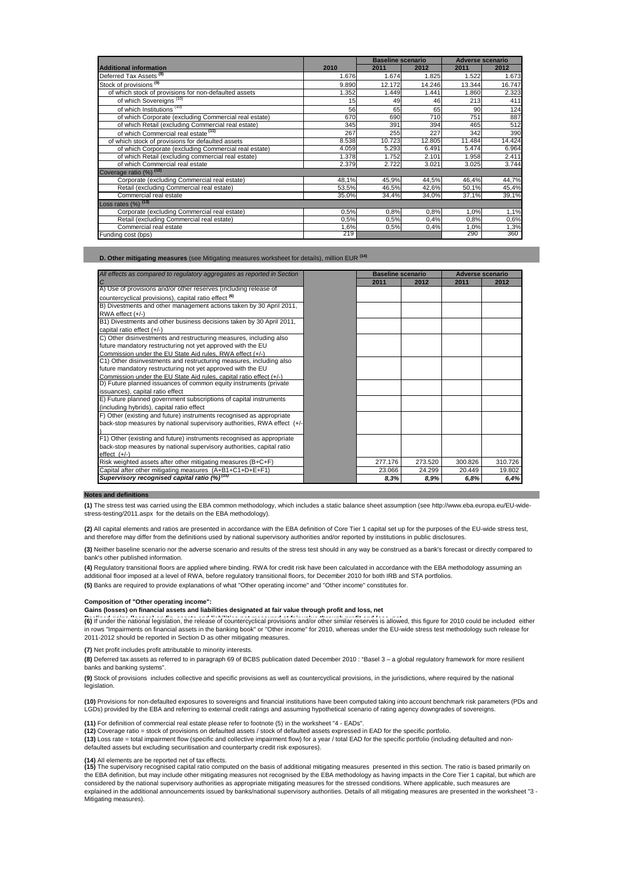| Additional information | 2010 | Baseline scenario 2011 | Baseline scenario 2012 | Adverse scenario 2011 | Adverse scenario 2012 |
|---|---|---|---|---|---|
| Deferred Tax Assets [8] | 1.676 | 1.674 | 1.825 | 1.522 | 1.673 |
| Stock of provisions [9] | 9.890 | 12.172 | 14.246 | 13.344 | 16.747 |
| of which stock of provisions for non-defaulted assets | 1.352 | 1.449 | 1.441 | 1.860 | 2.323 |
| of which Sovereigns [10] | 15 | 49 | 46 | 213 | 411 |
| of which Institutions [10] | 56 | 65 | 65 | 90 | 124 |
| of which Corporate (excluding Commercial real estate) | 670 | 690 | 710 | 751 | 887 |
| of which Retail (excluding Commercial real estate) | 345 | 391 | 394 | 465 | 512 |
| of which Commercial real estate [11] | 267 | 255 | 227 | 342 | 390 |
| of which stock of provisions for defaulted assets | 8.538 | 10.723 | 12.805 | 11.484 | 14.424 |
| of which Corporate (excluding Commercial real estate) | 4.059 | 5.293 | 6.491 | 5.474 | 6.964 |
| of which Retail (excluding commercial real estate) | 1.378 | 1.752 | 2.101 | 1.958 | 2.411 |
| of which Commercial real estate | 2.379 | 2.722 | 3.021 | 3.025 | 3.744 |
| Coverage ratio (%) [12] | | | | | |
| Corporate (excluding Commercial real estate) | 48,1% | 45,9% | 44,5% | 46,4% | 44,7% |
| Retail (excluding Commercial real estate) | 53,5% | 46,5% | 42,6% | 50,1% | 45,4% |
| Commercial real estate | 35,0% | 34,4% | 34,0% | 37,1% | 39,1% |
| Loss rates (%) [13] | | | | | |
| Corporate (excluding Commercial real estate) | 0,5% | 0,8% | 0,8% | 1,0% | 1,1% |
| Retail (excluding Commercial real estate) | 0,5% | 0,5% | 0,4% | 0,8% | 0,6% |
| Commercial real estate | 1,6% | 0,5% | 0,4% | 1,0% | 1,3% |
| Funding cost (bps) | 219 | | | 290 | 360 |

**D. Other mitigating measures** (see Mitigating measures worksheet for details), million EUR [14]

| *All effects as compared to regulatory aggregates as reported in Section C* | | Baseline scenario 2011 | Baseline scenario 2012 | Adverse scenario 2011 | Adverse scenario 2012 |
|---|---|---|---|---|---|
| A) Use of provisions and/or other reserves (including release of countercyclical provisions), capital ratio effect [6] | | | | | |
| B) Divestments and other management actions taken by 30 April 2011, RWA effect (+/-) | | | | | |
| B1) Divestments and other business decisions taken by 30 April 2011, capital ratio effect (+/-) | | | | | |
| C) Other disinvestments and restructuring measures, including also future mandatory restructuring not yet approved with the EU Commission under the EU State Aid rules, RWA effect (+/-) | | | | | |
| C1) Other disinvestments and restructuring measures, including also future mandatory restructuring not yet approved with the EU Commission under the EU State Aid rules, capital ratio effect (+/-) | | | | | |
| D) Future planned issuances of common equity instruments (private issuances), capital ratio effect | | | | | |
| E) Future planned government subscriptions of capital instruments (including hybrids), capital ratio effect | | | | | |
| F) Other (existing and future) instruments recognised as appropriate back-stop measures by national supervisory authorities, RWA effect (+/-) | | | | | |
| F1) Other (existing and future) instruments recognised as appropriate back-stop measures by national supervisory authorities, capital ratio effect (+/-) | | | | | |
| Risk weighted assets after other mitigating measures (B+C+F) | | 277.176 | 273.520 | 300.826 | 310.726 |
| Capital after other mitigating measures (A+B1+C1+D+E+F1) | | 23.066 | 24.299 | 20.449 | 19.802 |
| ***Supervisory recognised capital ratio (%)*** [15] | | ***8,3%*** | ***8,9%*** | ***6,8%*** | ***6,4%*** |

**Notes and definitions**

**(1)** The stress test was carried using the EBA common methodology, which includes a static balance sheet assumption (see http://www.eba.europa.eu/EU-wide-stress-testing/2011.aspx for the details on the EBA methodology).

**(2)** All capital elements and ratios are presented in accordance with the EBA definition of Core Tier 1 capital set up for the purposes of the EU-wide stress test, and therefore may differ from the definitions used by national supervisory authorities and/or reported by institutions in public disclosures.

**(3)** Neither baseline scenario nor the adverse scenario and results of the stress test should in any way be construed as a bank's forecast or directly compared to bank's other published information.

**(4)** Regulatory transitional floors are applied where binding. RWA for credit risk have been calculated in accordance with the EBA methodology assuming an additional floor imposed at a level of RWA, before regulatory transitional floors, for December 2010 for both IRB and STA portfolios.

**(5)** Banks are required to provide explanations of what "Other operating income" and "Other income" constitutes for.

**Composition of "Other operating income":**

**Gains (losses) on financial assets and liabilities designated at fair value through profit and loss, net**

**(6)** If under the national legislation, the release of countercyclical provisions and/or other similar reserves is allowed, this figure for 2010 could be included either in rows "Impairments on financial assets in the banking book" or "Other income" for 2010, whereas under the EU-wide stress test methodology such release for 2011-2012 should be reported in Section D as other mitigating measures.

**(7)** Net profit includes profit attributable to minority interests.

**(8)** Deferred tax assets as referred to in paragraph 69 of BCBS publication dated December 2010 : "Basel 3 – a global regulatory framework for more resilient banks and banking systems".

**(9)** Stock of provisions includes collective and specific provisions as well as countercyclical provisions, in the jurisdictions, where required by the national legislation.

**(10)** Provisions for non-defaulted exposures to sovereigns and financial institutions have been computed taking into account benchmark risk parameters (PDs and LGDs) provided by the EBA and referring to external credit ratings and assuming hypothetical scenario of rating agency downgrades of sovereigns.

**(11)** For definition of commercial real estate please refer to footnote (5) in the worksheet "4 - EADs".

**(12)** Coverage ratio = stock of provisions on defaulted assets / stock of defaulted assets expressed in EAD for the specific portfolio.

**(13)** Loss rate = total impairment flow (specific and collective impairment flow) for a year / total EAD for the specific portfolio (including defaulted and non-defaulted assets but excluding securitisation and counterparty credit risk exposures).

**(14)** All elements are be reported net of tax effects.

**(15)** The supervisory recognised capital ratio computed on the basis of additional mitigating measures presented in this section. The ratio is based primarily on the EBA definition, but may include other mitigating measures not recognised by the EBA methodology as having impacts in the Core Tier 1 capital, but which are considered by the national supervisory authorities as appropriate mitigating measures for the stressed conditions. Where applicable, such measures are explained in the additional announcements issued by banks/national supervisory authorities. Details of all mitigating measures are presented in the worksheet "3 - Mitigating measures).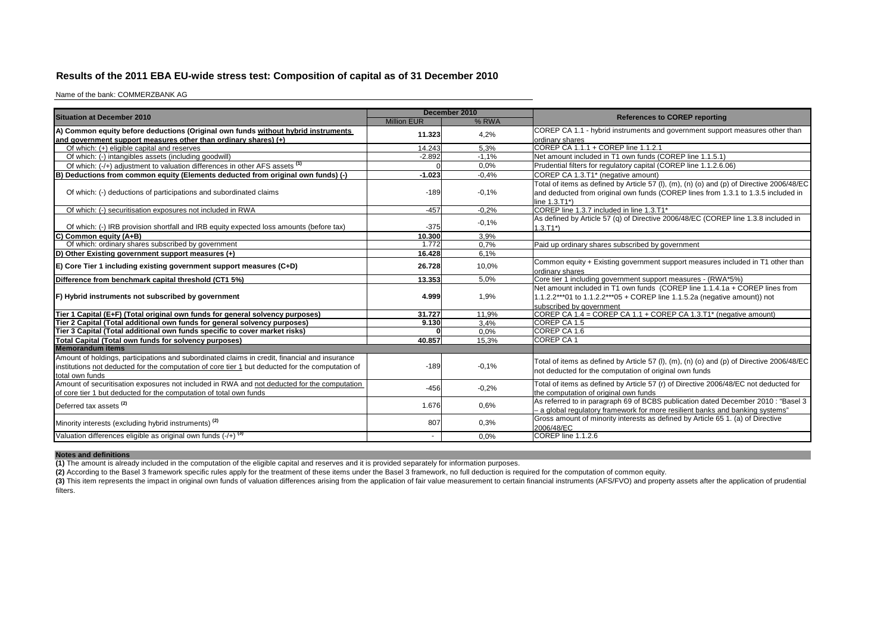# Results of the 2011 EBA EU-wide stress test: Composition of capital as of 31 December 2010

Name of the bank: COMMERZBANK AG

| Situation at December 2010 | December 2010 | | References to COREP reporting |
|---|---|---|---|
| | Million EUR | % RWA | |
| **A) Common equity before deductions (Original own funds without hybrid instruments and government support measures other than ordinary shares) (+)** | **11.323** | 4,2% | COREP CA 1.1 - hybrid instruments and government support measures other than ordinary shares |
| Of which: (+) eligible capital and reserves | 14.243 | 5,3% | COREP CA 1.1.1 + COREP line 1.1.2.1 |
| Of which: (-) intangibles assets (including goodwill) | -2.892 | -1,1% | Net amount included in T1 own funds (COREP line 1.1.5.1) |
| Of which: (-/+) adjustment to valuation differences in other AFS assets [1] | 0 | 0,0% | Prudential filters for regulatory capital (COREP line 1.1.2.6.06) |
| **B) Deductions from common equity (Elements deducted from original own funds) (-)** | **-1.023** | -0,4% | COREP CA 1.3.T1* (negative amount) |
| Of which: (-) deductions of participations and subordinated claims | -189 | -0,1% | Total of items as defined by Article 57 (l), (m), (n) (o) and (p) of Directive 2006/48/EC and deducted from original own funds (COREP lines from 1.3.1 to 1.3.5 included in line 1.3.T1*) |
| Of which: (-) securitisation exposures not included in RWA | -457 | -0,2% | COREP line 1.3.7 included in line 1.3.T1* |
| Of which: (-) IRB provision shortfall and IRB equity expected loss amounts (before tax) | -375 | -0,1% | As defined by Article 57 (q) of Directive 2006/48/EC (COREP line 1.3.8 included in 1.3.T1*) |
| **C) Common equity (A+B)** | **10.300** | 3,9% | |
| Of which: ordinary shares subscribed by government | 1.772 | 0,7% | Paid up ordinary shares subscribed by government |
| **D) Other Existing government support measures (+)** | **16.428** | 6,1% | |
| **E) Core Tier 1 including existing government support measures (C+D)** | **26.728** | 10,0% | Common equity + Existing government support measures included in T1 other than ordinary shares |
| **Difference from benchmark capital threshold (CT1 5%)** | **13.353** | 5,0% | Core tier 1 including government support measures - (RWA*5%) |
| **F) Hybrid instruments not subscribed by government** | **4.999** | 1,9% | Net amount included in T1 own funds (COREP line 1.1.4.1a + COREP lines from 1.1.2.2***01 to 1.1.2.2***05 + COREP line 1.1.5.2a (negative amount)) not subscribed by government |
| **Tier 1 Capital (E+F) (Total original own funds for general solvency purposes)** | **31.727** | 11,9% | COREP CA 1.4 = COREP CA 1.1 + COREP CA 1.3.T1* (negative amount) |
| **Tier 2 Capital (Total additional own funds for general solvency purposes)** | **9.130** | 3,4% | COREP CA 1.5 |
| **Tier 3 Capital (Total additional own funds specific to cover market risks)** | **0** | 0,0% | COREP CA 1.6 |
| **Total Capital (Total own funds for solvency purposes)** | **40.857** | 15,3% | COREP CA 1 |
| **Memorandum items** | | | |
| Amount of holdings, participations and subordinated claims in credit, financial and insurance institutions not deducted for the computation of core tier 1 but deducted for the computation of total own funds | -189 | -0,1% | Total of items as defined by Article 57 (l), (m), (n) (o) and (p) of Directive 2006/48/EC not deducted for the computation of original own funds |
| Amount of securitisation exposures not included in RWA and not deducted for the computation of core tier 1 but deducted for the computation of total own funds | -456 | -0,2% | Total of items as defined by Article 57 (r) of Directive 2006/48/EC not deducted for the computation of original own funds |
| Deferred tax assets [2] | 1.676 | 0,6% | As referred to in paragraph 69 of BCBS publication dated December 2010 : "Basel 3 – a global regulatory framework for more resilient banks and banking systems" |
| Minority interests (excluding hybrid instruments) [2] | 807 | 0,3% | Gross amount of minority interests as defined by Article 65 1. (a) of Directive 2006/48/EC |
| Valuation differences eligible as original own funds (-/+) [3] | - | 0,0% | COREP line 1.1.2.6 |

**Notes and definitions**

**(1)** The amount is already included in the computation of the eligible capital and reserves and it is provided separately for information purposes.

**(2)** According to the Basel 3 framework specific rules apply for the treatment of these items under the Basel 3 framework, no full deduction is required for the computation of common equity.

**(3)** This item represents the impact in original own funds of valuation differences arising from the application of fair value measurement to certain financial instruments (AFS/FVO) and property assets after the application of prudential filters.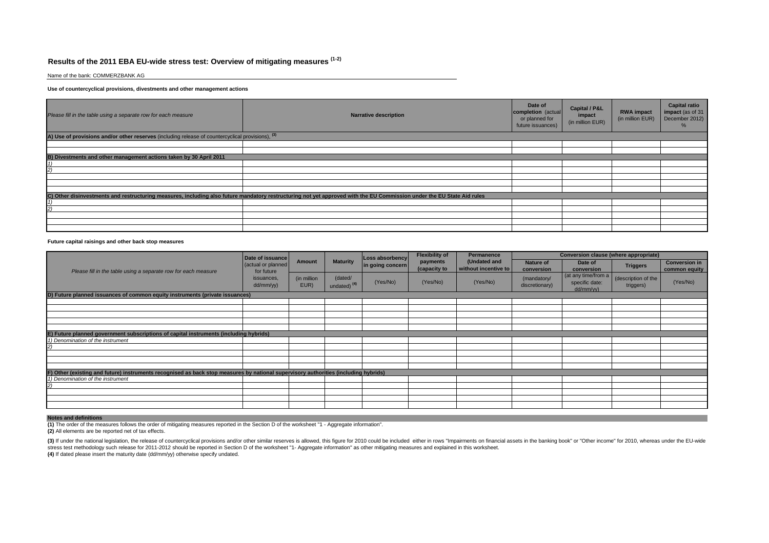# Results of the 2011 EBA EU-wide stress test: Overview of mitigating measures [1-2]

Name of the bank: COMMERZBANK AG

**Use of countercyclical provisions, divestments and other management actions**

| *Please fill in the table using a separate row for each measure* | Narrative description | Date of completion (actual or planned for future issuances) | Capital / P&L impact (in million EUR) | RWA impact (in million EUR) | Capital ratio impact (as of 31 December 2012) % |
|---|---|---|---|---|---|
| **A) Use of provisions and/or other reserves** (including release of countercyclical provisions), [3] | | | | | |
| | | | | | |
| | | | | | |
| **B) Divestments and other management actions taken by 30 April 2011** | | | | | |
| *1)* | | | | | |
| *2)* | | | | | |
| | | | | | |
| | | | | | |
| | | | | | |
| **C) Other disinvestments and restructuring measures, including also future mandatory restructuring not yet approved with the EU Commission under the EU State Aid rules** | | | | | |
| *1)* | | | | | |
| *2)* | | | | | |
| | | | | | |
| | | | | | |
| | | | | | |

**Future capital raisings and other back stop measures**

| *Please fill in the table using a separate row for each measure* | Date of issuance (actual or planned for future issuances, dd/mm/yy) | Amount (in million EUR) | Maturity (dated/ undated) [4] | Loss absorbency in going concern (Yes/No) | Flexibility of payments (capacity to (Yes/No) | Permanence (Undated and without incentive to (Yes/No) | Conversion clause (where appropriate): Nature of conversion (mandatory/ discretionary) | Date of conversion (at any time/from a specific date: dd/mm/yy) | Triggers (description of the triggers) | Conversion in common equity (Yes/No) |
|---|---|---|---|---|---|---|---|---|---|---|
| **D) Future planned issuances of common equity instruments (private issuances)** | | | | | | | | | | |
| | | | | | | | | | | |
| | | | | | | | | | | |
| | | | | | | | | | | |
| | | | | | | | | | | |
| | | | | | | | | | | |
| **E) Future planned government subscriptions of capital instruments (including hybrids)** | | | | | | | | | | |
| *1) Denomination of the instrument* | | | | | | | | | | |
| *2)* | | | | | | | | | | |
| | | | | | | | | | | |
| | | | | | | | | | | |
| | | | | | | | | | | |
| **F) Other (existing and future) instruments recognised as back stop measures by national supervisory authorities (including hybrids)** | | | | | | | | | | |
| *1) Denomination of the instrument* | | | | | | | | | | |
| *2)* | | | | | | | | | | |
| | | | | | | | | | | |
| | | | | | | | | | | |
| | | | | | | | | | | |

**Notes and definitions**

**(1)** The order of the measures follows the order of mitigating measures reported in the Section D of the worksheet "1 - Aggregate information".

**(2)** All elements are be reported net of tax effects.

**(3)** If under the national legislation, the release of countercyclical provisions and/or other similar reserves is allowed, this figure for 2010 could be included either in rows "Impairments on financial assets in the banking book" or "Other income" for 2010, whereas under the EU-wide stress test methodology such release for 2011-2012 should be reported in Section D of the worksheet "1- Aggregate information" as other mitigating measures and explained in this worksheet.

**(4)** If dated please insert the maturity date (dd/mm/yy) otherwise specify undated.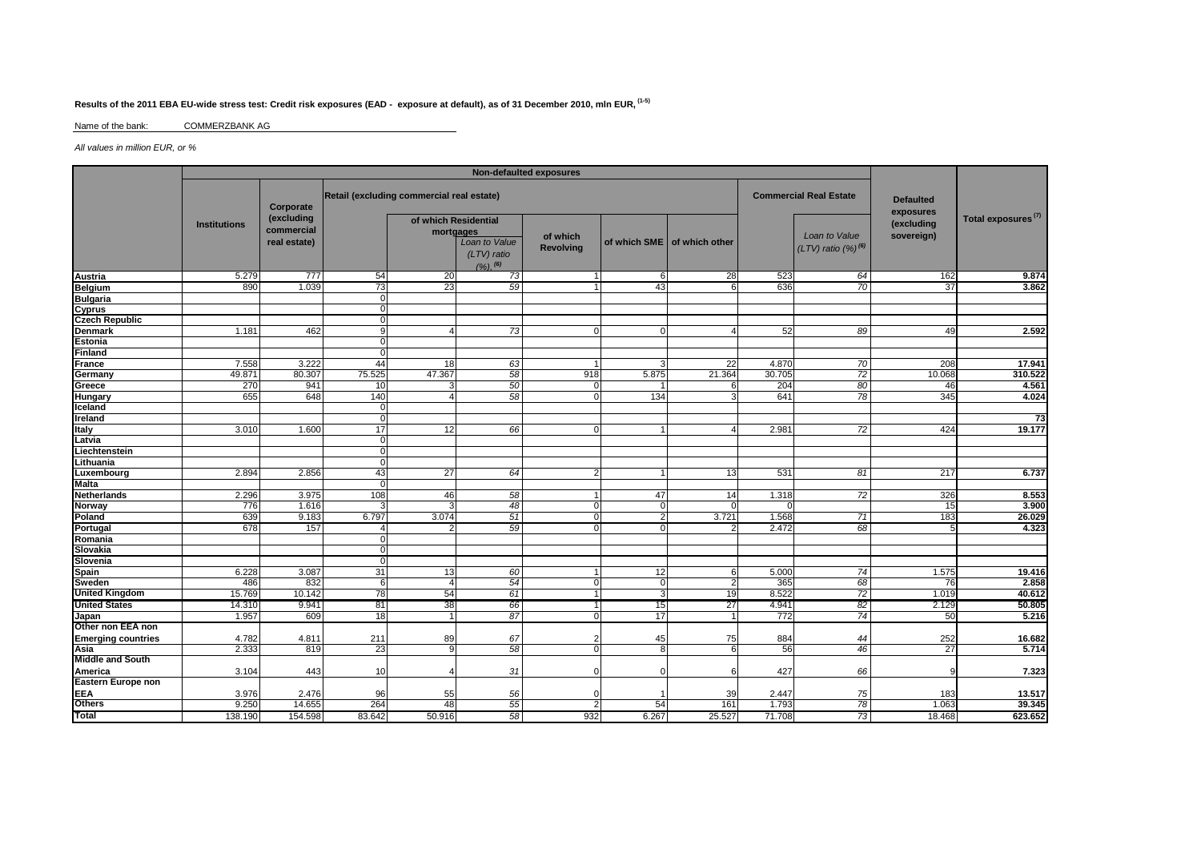**Results of the 2011 EBA EU-wide stress test: Credit risk exposures (EAD - exposure at default), as of 31 December 2010, mln EUR, (1-5)**

Name of the bank: COMMERZBANK AG

*All values in million EUR, or %*

| | Non-defaulted exposures | | | | | | | | | | Defaulted exposures (excluding sovereign) | Total exposures (7) |
|---|---|---|---|---|---|---|---|---|---|---|---|---|
| | Institutions | Corporate (excluding commercial real estate) | Retail (excluding commercial real estate) | | | | | | Commercial Real Estate | | | |
| | | | | of which Residential mortgages | | of which Revolving | of which SME | of which other | | Loan to Value (LTV) ratio (%) (6) | | |
| | | | | | *Loan to Value (LTV) ratio (%)*, (6) | | | | | | | |
| **Austria** | 5.279 | 777 | 54 | 20 | *73* | 1 | 6 | 28 | 523 | *64* | 162 | **9.874** |
| **Belgium** | 890 | 1.039 | 73 | 23 | *59* | 1 | 43 | 6 | 636 | *70* | 37 | **3.862** |
| **Bulgaria** | | | 0 | | | | | | | | | |
| **Cyprus** | | | 0 | | | | | | | | | |
| **Czech Republic** | | | 0 | | | | | | | | | |
| **Denmark** | 1.181 | 462 | 9 | 4 | *73* | 0 | 0 | 4 | 52 | *89* | 49 | **2.592** |
| **Estonia** | | | 0 | | | | | | | | | |
| **Finland** | | | 0 | | | | | | | | | |
| **France** | 7.558 | 3.222 | 44 | 18 | *63* | 1 | 3 | 22 | 4.870 | *70* | 208 | **17.941** |
| **Germany** | 49.871 | 80.307 | 75.525 | 47.367 | *58* | 918 | 5.875 | 21.364 | 30.705 | *72* | 10.068 | **310.522** |
| **Greece** | 270 | 941 | 10 | 3 | *50* | 0 | 1 | 6 | 204 | *80* | 46 | **4.561** |
| **Hungary** | 655 | 648 | 140 | 4 | *58* | 0 | 134 | 3 | 641 | *78* | 345 | **4.024** |
| **Iceland** | | | 0 | | | | | | | | | |
| **Ireland** | | | 0 | | | | | | | | | **73** |
| **Italy** | 3.010 | 1.600 | 17 | 12 | *66* | 0 | 1 | 4 | 2.981 | *72* | 424 | **19.177** |
| **Latvia** | | | 0 | | | | | | | | | |
| **Liechtenstein** | | | 0 | | | | | | | | | |
| **Lithuania** | | | 0 | | | | | | | | | |
| **Luxembourg** | 2.894 | 2.856 | 43 | 27 | *64* | 2 | 1 | 13 | 531 | *81* | 217 | **6.737** |
| **Malta** | | | 0 | | | | | | | | | |
| **Netherlands** | 2.296 | 3.975 | 108 | 46 | *58* | 1 | 47 | 14 | 1.318 | *72* | 326 | **8.553** |
| **Norway** | 776 | 1.616 | 3 | 3 | *48* | 0 | 0 | 0 | 0 | | 15 | **3.900** |
| **Poland** | 639 | 9.183 | 6.797 | 3.074 | *51* | 0 | 2 | 3.721 | 1.568 | *71* | 183 | **26.029** |
| **Portugal** | 678 | 157 | 4 | 2 | *59* | 0 | 0 | 2 | 2.472 | *68* | 5 | **4.323** |
| **Romania** | | | 0 | | | | | | | | | |
| **Slovakia** | | | 0 | | | | | | | | | |
| **Slovenia** | | | 0 | | | | | | | | | |
| **Spain** | 6.228 | 3.087 | 31 | 13 | *60* | 1 | 12 | 6 | 5.000 | *74* | 1.575 | **19.416** |
| **Sweden** | 486 | 832 | 6 | 4 | *54* | 0 | 0 | 2 | 365 | *68* | 76 | **2.858** |
| **United Kingdom** | 15.769 | 10.142 | 78 | 54 | *61* | 1 | 3 | 19 | 8.522 | *72* | 1.019 | **40.612** |
| **United States** | 14.310 | 9.941 | 81 | 38 | *66* | 1 | 15 | 27 | 4.941 | *82* | 2.129 | **50.805** |
| **Japan** | 1.957 | 609 | 18 | 1 | *87* | 0 | 17 | 1 | 772 | *74* | 50 | **5.216** |
| **Other non EEA non Emerging countries** | 4.782 | 4.811 | 211 | 89 | *67* | 2 | 45 | 75 | 884 | *44* | 252 | **16.682** |
| **Asia** | 2.333 | 819 | 23 | 9 | *58* | 0 | 8 | 6 | 56 | *46* | 27 | **5.714** |
| **Middle and South America** | 3.104 | 443 | 10 | 4 | *31* | 0 | 0 | 6 | 427 | *66* | 9 | **7.323** |
| **Eastern Europe non EEA** | 3.976 | 2.476 | 96 | 55 | *56* | 0 | 1 | 39 | 2.447 | *75* | 183 | **13.517** |
| **Others** | 9.250 | 14.655 | 264 | 48 | *55* | 2 | 54 | 161 | 1.793 | *78* | 1.063 | **39.345** |
| **Total** | 138.190 | 154.598 | 83.642 | 50.916 | *58* | 932 | 6.267 | 25.527 | 71.708 | *73* | 18.468 | **623.652** |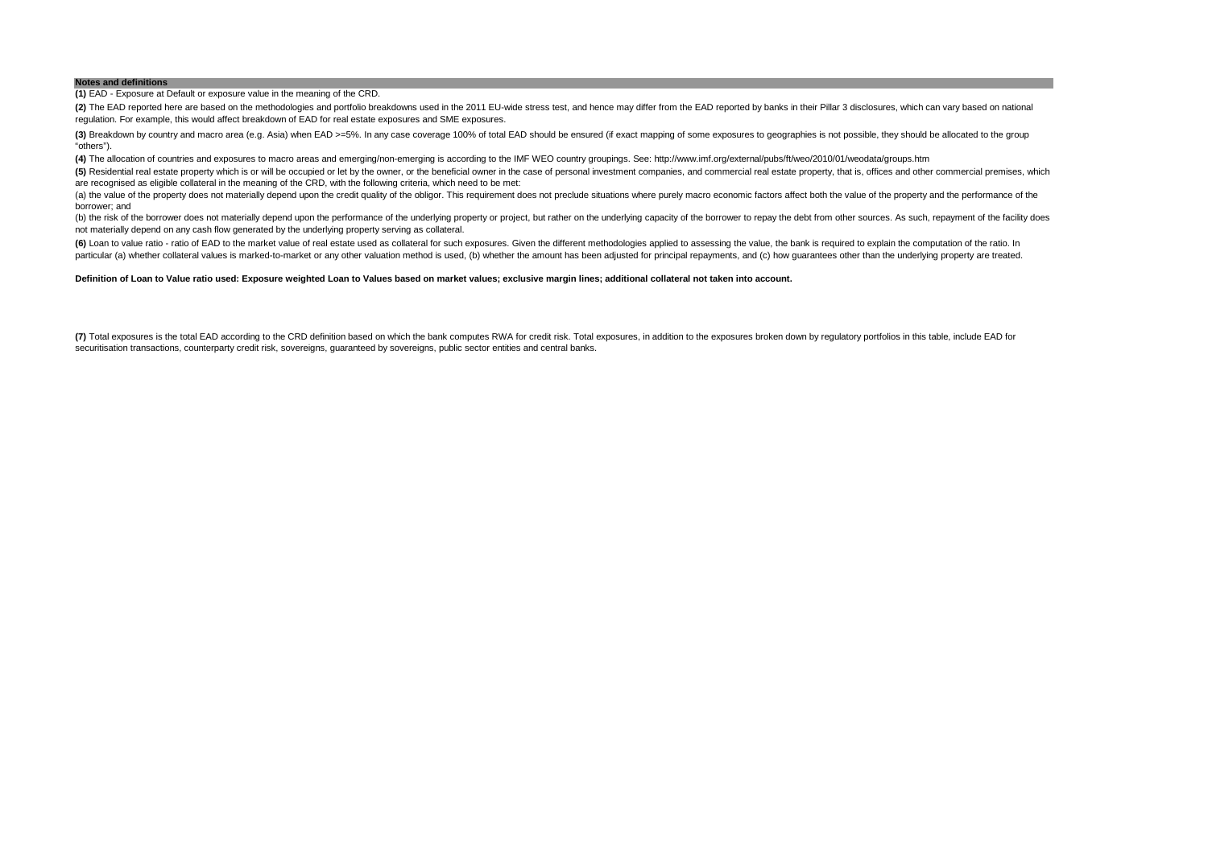**Notes and definitions**

**(1)** EAD - Exposure at Default or exposure value in the meaning of the CRD.

**(2)** The EAD reported here are based on the methodologies and portfolio breakdowns used in the 2011 EU-wide stress test, and hence may differ from the EAD reported by banks in their Pillar 3 disclosures, which can vary based on national regulation. For example, this would affect breakdown of EAD for real estate exposures and SME exposures.

**(3)** Breakdown by country and macro area (e.g. Asia) when EAD >=5%. In any case coverage 100% of total EAD should be ensured (if exact mapping of some exposures to geographies is not possible, they should be allocated to the group "others").

**(4)** The allocation of countries and exposures to macro areas and emerging/non-emerging is according to the IMF WEO country groupings. See: http://www.imf.org/external/pubs/ft/weo/2010/01/weodata/groups.htm

**(5)** Residential real estate property which is or will be occupied or let by the owner, or the beneficial owner in the case of personal investment companies, and commercial real estate property, that is, offices and other commercial premises, which are recognised as eligible collateral in the meaning of the CRD, with the following criteria, which need to be met:

(a) the value of the property does not materially depend upon the credit quality of the obligor. This requirement does not preclude situations where purely macro economic factors affect both the value of the property and the performance of the borrower; and

(b) the risk of the borrower does not materially depend upon the performance of the underlying property or project, but rather on the underlying capacity of the borrower to repay the debt from other sources. As such, repayment of the facility does not materially depend on any cash flow generated by the underlying property serving as collateral.

**(6)** Loan to value ratio - ratio of EAD to the market value of real estate used as collateral for such exposures. Given the different methodologies applied to assessing the value, the bank is required to explain the computation of the ratio. In particular (a) whether collateral values is marked-to-market or any other valuation method is used, (b) whether the amount has been adjusted for principal repayments, and (c) how guarantees other than the underlying property are treated.

**Definition of Loan to Value ratio used: Exposure weighted Loan to Values based on market values; exclusive margin lines; additional collateral not taken into account.**

**(7)** Total exposures is the total EAD according to the CRD definition based on which the bank computes RWA for credit risk. Total exposures, in addition to the exposures broken down by regulatory portfolios in this table, include EAD for securitisation transactions, counterparty credit risk, sovereigns, guaranteed by sovereigns, public sector entities and central banks.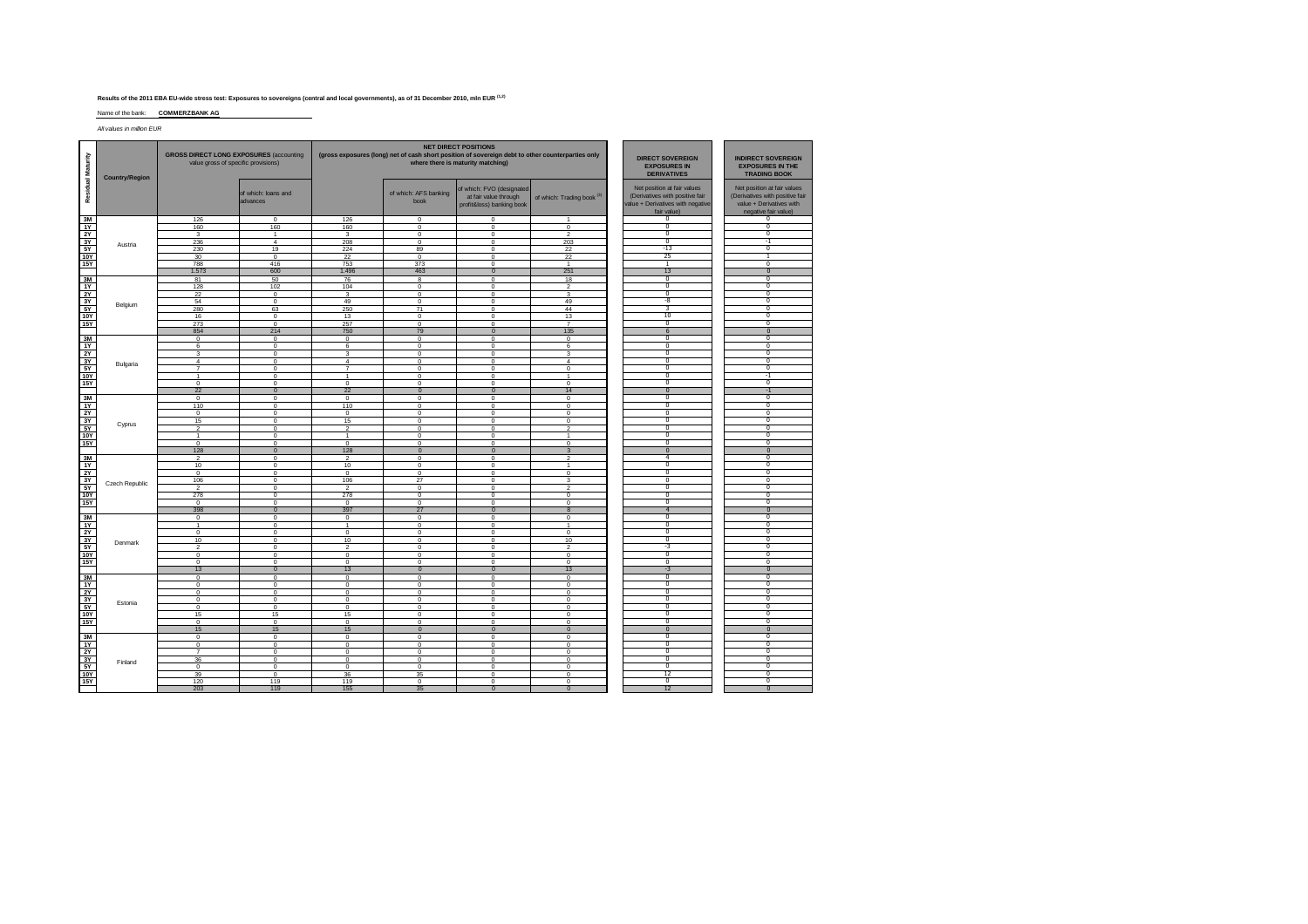**Results of the 2011 EBA EU-wide stress test: Exposures to sovereigns (central and local governments), as of 31 December 2010, mln EUR (1,2)**

Name of the bank: **COMMERZBANK AG**

*All values in million EUR*

| Residual Maturity | Country/Region | GROSS DIRECT LONG EXPOSURES (accounting value gross of specific provisions) | | NET DIRECT POSITIONS (gross exposures (long) net of cash short position of sovereign debt to other counterparties only where there is maturity matching) | | | | DIRECT SOVEREIGN EXPOSURES IN DERIVATIVES | INDIRECT SOVEREIGN EXPOSURES IN THE TRADING BOOK |
|---|---|---|---|---|---|---|---|---|---|
| | | | of which: loans and advances | | of which: AFS banking book | of which: FVO (designated at fair value through profit&loss) banking book | of which: Trading book (3) | Net position at fair values (Derivatives with positive fair value + Derivatives with negative fair value) | Net position at fair values (Derivatives with positive fair value + Derivatives with negative fair value) |
| 3M | Austria | 126 | 0 | 126 | 0 | 0 | 1 | 0 | 0 |
| 1Y | | 160 | 160 | 160 | 0 | 0 | 0 | 0 | 0 |
| 2Y | | 3 | 1 | 3 | 0 | 0 | 2 | 0 | 0 |
| 3Y | | 236 | 4 | 208 | 0 | 0 | 203 | 0 | -1 |
| 5Y | | 230 | 19 | 224 | 89 | 0 | 22 | -13 | 0 |
| 10Y | | 30 | 0 | 22 | 0 | 0 | 22 | 25 | 1 |
| 15Y | | 788 | 416 | 753 | 373 | 0 | 1 | 1 | 0 |
| | | 1.573 | 600 | 1.496 | 463 | 0 | 251 | 13 | 0 |
| 3M | Belgium | 81 | 50 | 76 | 8 | 0 | 18 | 0 | 0 |
| 1Y | | 128 | 102 | 104 | 0 | 0 | 2 | 0 | 0 |
| 2Y | | 22 | 0 | 3 | 0 | 0 | 3 | 0 | 0 |
| 3Y | | 54 | 0 | 49 | 0 | 0 | 49 | -8 | 0 |
| 5Y | | 280 | 63 | 250 | 71 | 0 | 44 | 3 | 0 |
| 10Y | | 16 | 0 | 13 | 0 | 0 | 13 | 10 | 0 |
| 15Y | | 273 | 0 | 257 | 0 | 0 | 7 | 0 | 0 |
| | | 854 | 214 | 750 | 79 | 0 | 135 | 6 | 0 |
| 3M | Bulgaria | 0 | 0 | 0 | 0 | 0 | 0 | 0 | 0 |
| 1Y | | 6 | 0 | 6 | 0 | 0 | 6 | 0 | 0 |
| 2Y | | 3 | 0 | 3 | 0 | 0 | 3 | 0 | 0 |
| 3Y | | 4 | 0 | 4 | 0 | 0 | 4 | 0 | 0 |
| 5Y | | 7 | 0 | 7 | 0 | 0 | 0 | 0 | 0 |
| 10Y | | 1 | 0 | 1 | 0 | 0 | 1 | 0 | -1 |
| 15Y | | 0 | 0 | 0 | 0 | 0 | 0 | 0 | 0 |
| | | 22 | 0 | 22 | 0 | 0 | 14 | 0 | -1 |
| 3M | Cyprus | 0 | 0 | 0 | 0 | 0 | 0 | 0 | 0 |
| 1Y | | 110 | 0 | 110 | 0 | 0 | 0 | 0 | 0 |
| 2Y | | 0 | 0 | 0 | 0 | 0 | 0 | 0 | 0 |
| 3Y | | 15 | 0 | 15 | 0 | 0 | 0 | 0 | 0 |
| 5Y | | 2 | 0 | 2 | 0 | 0 | 2 | 0 | 0 |
| 10Y | | 1 | 0 | 1 | 0 | 0 | 1 | 0 | 0 |
| 15Y | | 0 | 0 | 0 | 0 | 0 | 0 | 0 | 0 |
| | | 128 | 0 | 128 | 0 | 0 | 3 | 0 | 0 |
| 3M | Czech Republic | 2 | 0 | 2 | 0 | 0 | 2 | 4 | 0 |
| 1Y | | 10 | 0 | 10 | 0 | 0 | 1 | 0 | 0 |
| 2Y | | 0 | 0 | 0 | 0 | 0 | 0 | 0 | 0 |
| 3Y | | 106 | 0 | 106 | 27 | 0 | 3 | 0 | 0 |
| 5Y | | 2 | 0 | 2 | 0 | 0 | 2 | 0 | 0 |
| 10Y | | 278 | 0 | 278 | 0 | 0 | 0 | 0 | 0 |
| 15Y | | 0 | 0 | 0 | 0 | 0 | 0 | 0 | 0 |
| | | 398 | 0 | 397 | 27 | 0 | 8 | 4 | 0 |
| 3M | Denmark | 0 | 0 | 0 | 0 | 0 | 0 | 0 | 0 |
| 1Y | | 1 | 0 | 1 | 0 | 0 | 1 | 0 | 0 |
| 2Y | | 0 | 0 | 0 | 0 | 0 | 0 | 0 | 0 |
| 3Y | | 10 | 0 | 10 | 0 | 0 | 10 | 0 | 0 |
| 5Y | | 2 | 0 | 2 | 0 | 0 | 2 | -3 | 0 |
| 10Y | | 0 | 0 | 0 | 0 | 0 | 0 | 0 | 0 |
| 15Y | | 0 | 0 | 0 | 0 | 0 | 0 | 0 | 0 |
| | | 13 | 0 | 13 | 0 | 0 | 13 | -3 | 0 |
| 3M | Estonia | 0 | 0 | 0 | 0 | 0 | 0 | 0 | 0 |
| 1Y | | 0 | 0 | 0 | 0 | 0 | 0 | 0 | 0 |
| 2Y | | 0 | 0 | 0 | 0 | 0 | 0 | 0 | 0 |
| 3Y | | 0 | 0 | 0 | 0 | 0 | 0 | 0 | 0 |
| 5Y | | 0 | 0 | 0 | 0 | 0 | 0 | 0 | 0 |
| 10Y | | 15 | 15 | 15 | 0 | 0 | 0 | 0 | 0 |
| 15Y | | 0 | 0 | 0 | 0 | 0 | 0 | 0 | 0 |
| | | 15 | 15 | 15 | 0 | 0 | 0 | 0 | 0 |
| 3M | Finland | 0 | 0 | 0 | 0 | 0 | 0 | 0 | 0 |
| 1Y | | 0 | 0 | 0 | 0 | 0 | 0 | 0 | 0 |
| 2Y | | 7 | 0 | 0 | 0 | 0 | 0 | 0 | 0 |
| 3Y | | 36 | 0 | 0 | 0 | 0 | 0 | 0 | 0 |
| 5Y | | 0 | 0 | 0 | 0 | 0 | 0 | 0 | 0 |
| 10Y | | 39 | 0 | 36 | 35 | 0 | 0 | 12 | 0 |
| 15Y | | 120 | 119 | 119 | 0 | 0 | 0 | 0 | 0 |
| | | 203 | 119 | 155 | 35 | 0 | 0 | 12 | 0 |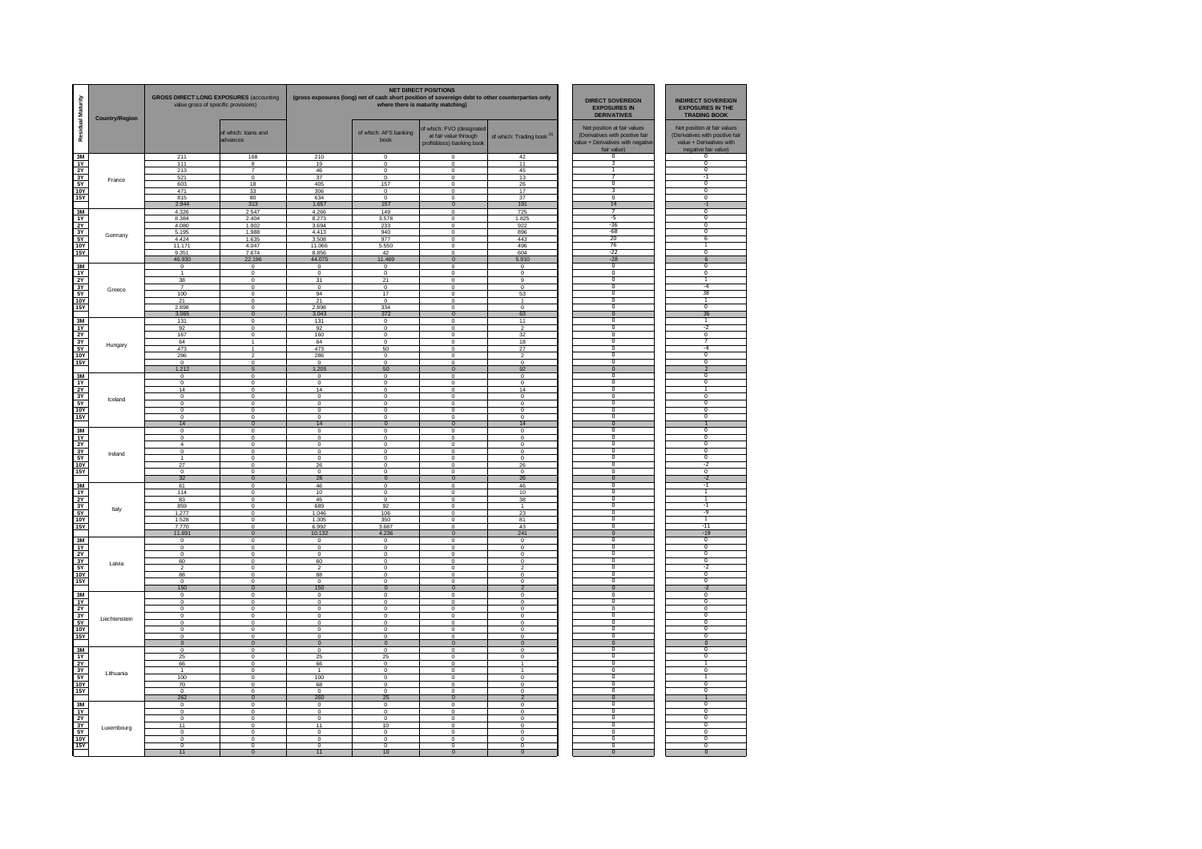| Residual Maturity | Country/Region | GROSS DIRECT LONG EXPOSURES (accounting value gross of specific provisions) | | NET DIRECT POSITIONS (gross exposures (long) net of cash short position of sovereign debt to other counterparties only where there is maturity matching) | | | | DIRECT SOVEREIGN EXPOSURES IN DERIVATIVES | INDIRECT SOVEREIGN EXPOSURES IN THE TRADING BOOK |
|---|---|---|---|---|---|---|---|---|---|
| | | | of which: loans and advances | | of which: AFS banking book | of which: FVO (designated at fair value through profit&loss) banking book | of which: Trading book [3] | Net position at fair values (Derivatives with positive fair value + Derivatives with negative fair value) | Net position at fair values (Derivatives with positive fair value + Derivatives with negative fair value) |
| 3M | France | 211 | 168 | 210 | 0 | 0 | 42 | 0 | 0 |
| 1Y | | 111 | 8 | 19 | 0 | 0 | 11 | 3 | 0 |
| 2Y | | 213 | 7 | 46 | 0 | 0 | 45 | 1 | 0 |
| 3Y | | 521 | 0 | 37 | 0 | 0 | 13 | 7 | -1 |
| 5Y | | 603 | 18 | 405 | 157 | 0 | 26 | 0 | 0 |
| 10Y | | 471 | 33 | 306 | 0 | 0 | 17 | 3 | 0 |
| 15Y | | 815 | 80 | 634 | 0 | 0 | 37 | 0 | 0 |
| | | 2.944 | 313 | 1.657 | 157 | 0 | 191 | 14 | -1 |
| 3M | Germany | 4.326 | 2.547 | 4.266 | 149 | 0 | 725 | 7 | 0 |
| 1Y | | 8.384 | 2.404 | 8.273 | 3.578 | 0 | 1.825 | -5 | 0 |
| 2Y | | 4.080 | 1.902 | 3.694 | 233 | 0 | 922 | -36 | 0 |
| 3Y | | 5.195 | 1.988 | 4.413 | 940 | 0 | 896 | -68 | 0 |
| 5Y | | 4.424 | 1.635 | 3.508 | 977 | 0 | 443 | 20 | 6 |
| 10Y | | 11.171 | 4.047 | 11.066 | 5.550 | 0 | 496 | 76 | 1 |
| 15Y | | 9.351 | 7.674 | 8.856 | 42 | 0 | 604 | -22 | 0 |
| | | 46.930 | 22.196 | 44.075 | 11.469 | 0 | 5.910 | -28 | 6 |
| 3M | Greece | 0 | 0 | 0 | 0 | 0 | 0 | 0 | 0 |
| 1Y | | 1 | 0 | 0 | 0 | 0 | 0 | 0 | 0 |
| 2Y | | 38 | 0 | 31 | 21 | 0 | 9 | 0 | 1 |
| 3Y | | 7 | 0 | 0 | 0 | 0 | 0 | 0 | -4 |
| 5Y | | 100 | 0 | 94 | 17 | 0 | 53 | 0 | 38 |
| 10Y | | 21 | 0 | 21 | 0 | 0 | 1 | 0 | 1 |
| 15Y | | 2.898 | 0 | 2.898 | 334 | 0 | 0 | 0 | 0 |
| | | 3.065 | 0 | 3.043 | 372 | 0 | 63 | 0 | 36 |
| 3M | Hungary | 131 | 0 | 131 | 0 | 0 | 11 | 0 | 1 |
| 1Y | | 92 | 0 | 92 | 0 | 0 | 2 | 0 | -2 |
| 2Y | | 167 | 0 | 160 | 0 | 0 | 32 | 0 | 0 |
| 3Y | | 64 | 1 | 64 | 0 | 0 | 18 | 0 | 7 |
| 5Y | | 473 | 1 | 473 | 50 | 0 | 27 | 0 | -4 |
| 10Y | | 286 | 2 | 286 | 0 | 0 | 2 | 0 | 0 |
| 15Y | | 0 | 0 | 0 | 0 | 0 | 0 | 0 | 0 |
| | | 1.212 | 5 | 1.205 | 50 | 0 | 92 | 0 | 2 |
| 3M | Iceland | 0 | 0 | 0 | 0 | 0 | 0 | 0 | 0 |
| 1Y | | 0 | 0 | 0 | 0 | 0 | 0 | 0 | 0 |
| 2Y | | 14 | 0 | 14 | 0 | 0 | 14 | 0 | 1 |
| 3Y | | 0 | 0 | 0 | 0 | 0 | 0 | 0 | 0 |
| 5Y | | 0 | 0 | 0 | 0 | 0 | 0 | 0 | 0 |
| 10Y | | 0 | 0 | 0 | 0 | 0 | 0 | 0 | 0 |
| 15Y | | 0 | 0 | 0 | 0 | 0 | 0 | 0 | 0 |
| | | 14 | 0 | 14 | 0 | 0 | 14 | 0 | 1 |
| 3M | Ireland | 0 | 0 | 0 | 0 | 0 | 0 | 0 | 0 |
| 1Y | | 0 | 0 | 0 | 0 | 0 | 0 | 0 | 0 |
| 2Y | | 4 | 0 | 0 | 0 | 0 | 0 | 0 | 0 |
| 3Y | | 0 | 0 | 0 | 0 | 0 | 0 | 0 | 0 |
| 5Y | | 1 | 0 | 0 | 0 | 0 | 0 | 0 | 0 |
| 10Y | | 27 | 0 | 26 | 0 | 0 | 26 | 0 | -2 |
| 15Y | | 0 | 0 | 0 | 0 | 0 | 0 | 0 | 0 |
| | | 32 | 0 | 26 | 0 | 0 | 26 | 0 | -2 |
| 3M | Italy | 61 | 0 | 46 | 0 | 0 | 46 | 0 | -1 |
| 1Y | | 114 | 0 | 10 | 0 | 0 | 10 | 0 | 1 |
| 2Y | | 83 | 0 | 45 | 0 | 0 | 38 | 0 | 1 |
| 3Y | | 859 | 0 | 689 | 92 | 0 | 1 | 0 | -1 |
| 5Y | | 1.277 | 0 | 1.046 | 106 | 0 | 23 | 0 | -9 |
| 10Y | | 1.528 | 0 | 1.305 | 350 | 0 | 81 | 0 | 1 |
| 15Y | | 7.770 | 0 | 6.992 | 3.687 | 0 | 43 | 0 | -11 |
| | | 11.691 | 0 | 10.132 | 4.236 | 0 | 241 | 0 | -19 |
| 3M | Latvia | 0 | 0 | 0 | 0 | 0 | 0 | 0 | 0 |
| 1Y | | 0 | 0 | 0 | 0 | 0 | 0 | 0 | 0 |
| 2Y | | 0 | 0 | 0 | 0 | 0 | 0 | 0 | 0 |
| 3Y | | 60 | 0 | 60 | 0 | 0 | 0 | 0 | 0 |
| 5Y | | 2 | 0 | 2 | 0 | 0 | 2 | 0 | -2 |
| 10Y | | 88 | 0 | 88 | 0 | 0 | 0 | 0 | 0 |
| 15Y | | 0 | 0 | 0 | 0 | 0 | 0 | 0 | 0 |
| | | 150 | 0 | 150 | 0 | 0 | 2 | 0 | -2 |
| 3M | Liechtenstein | 0 | 0 | 0 | 0 | 0 | 0 | 0 | 0 |
| 1Y | | 0 | 0 | 0 | 0 | 0 | 0 | 0 | 0 |
| 2Y | | 0 | 0 | 0 | 0 | 0 | 0 | 0 | 0 |
| 3Y | | 0 | 0 | 0 | 0 | 0 | 0 | 0 | 0 |
| 5Y | | 0 | 0 | 0 | 0 | 0 | 0 | 0 | 0 |
| 10Y | | 0 | 0 | 0 | 0 | 0 | 0 | 0 | 0 |
| 15Y | | 0 | 0 | 0 | 0 | 0 | 0 | 0 | 0 |
| | | 0 | 0 | 0 | 0 | 0 | 0 | 0 | 0 |
| 3M | Lithuania | 0 | 0 | 0 | 0 | 0 | 0 | 0 | 0 |
| 1Y | | 25 | 0 | 25 | 25 | 0 | 0 | 0 | 0 |
| 2Y | | 66 | 0 | 66 | 0 | 0 | 1 | 0 | 1 |
| 3Y | | 1 | 0 | 1 | 0 | 0 | 1 | 0 | 0 |
| 5Y | | 100 | 0 | 100 | 0 | 0 | 0 | 0 | 1 |
| 10Y | | 70 | 0 | 68 | 0 | 0 | 0 | 0 | 0 |
| 15Y | | 0 | 0 | 0 | 0 | 0 | 0 | 0 | 0 |
| | | 262 | 0 | 260 | 25 | 0 | 2 | 0 | 1 |
| 3M | Luxembourg | 0 | 0 | 0 | 0 | 0 | 0 | 0 | 0 |
| 1Y | | 0 | 0 | 0 | 0 | 0 | 0 | 0 | 0 |
| 2Y | | 0 | 0 | 0 | 0 | 0 | 0 | 0 | 0 |
| 3Y | | 11 | 0 | 11 | 10 | 0 | 0 | 0 | 0 |
| 5Y | | 0 | 0 | 0 | 0 | 0 | 0 | 0 | 0 |
| 10Y | | 0 | 0 | 0 | 0 | 0 | 0 | 0 | 0 |
| 15Y | | 0 | 0 | 0 | 0 | 0 | 0 | 0 | 0 |
| | | 11 | 0 | 11 | 10 | 0 | 0 | 0 | 0 |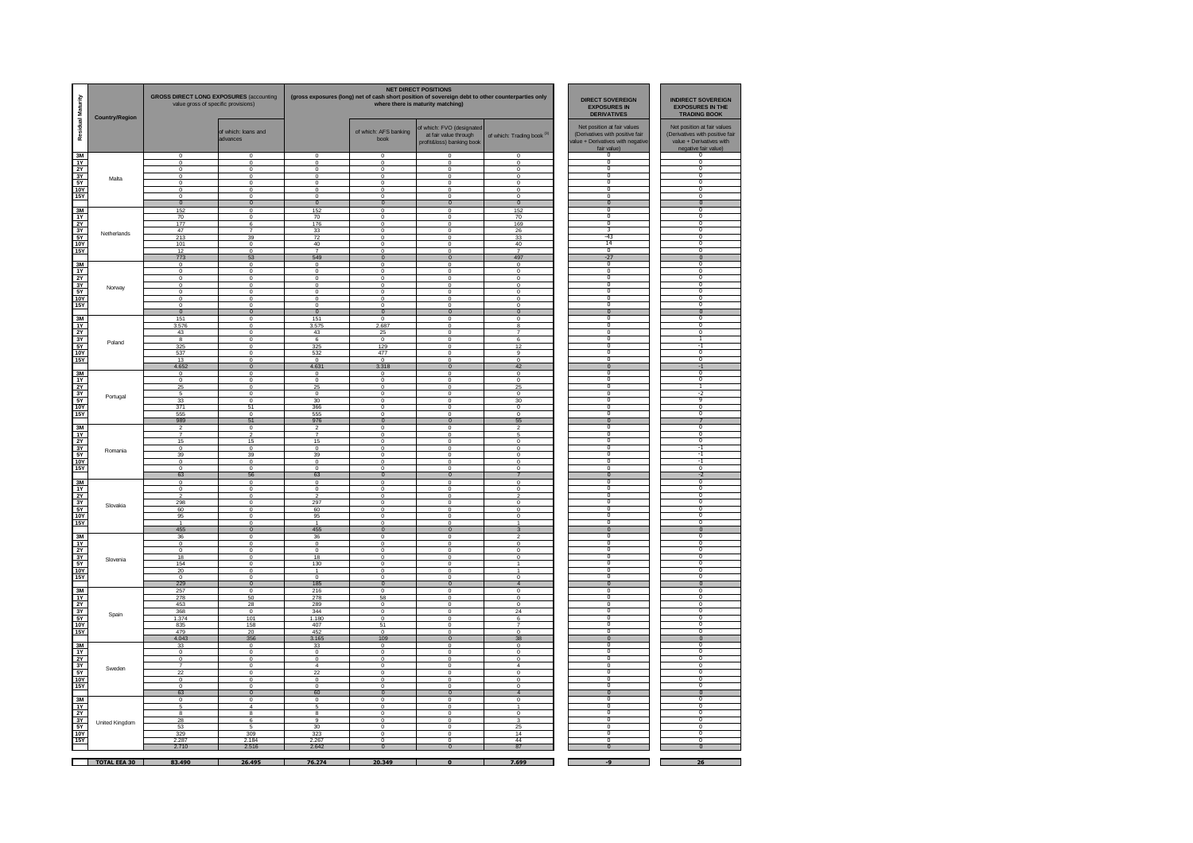| Residual Maturity | Country/Region | GROSS DIRECT LONG EXPOSURES (accounting value gross of specific provisions) | | NET DIRECT POSITIONS (gross exposures (long) net of cash short position of sovereign debt to other counterparties only where there is maturity matching) | | | | DIRECT SOVEREIGN EXPOSURES IN DERIVATIVES | INDIRECT SOVEREIGN EXPOSURES IN THE TRADING BOOK |
|---|---|---|---|---|---|---|---|---|---|
| | | | of which: loans and advances | | of which: AFS banking book | of which: FVO (designated at fair value through profit&loss) banking book | of which: Trading book [4] | Net position at fair values (Derivatives with positive fair value + Derivatives with negative fair value) | Net position at fair values (Derivatives with positive fair value + Derivatives with negative fair value) |
| 3M | Malta | 0 | 0 | 0 | 0 | 0 | 0 | 0 | 0 |
| 1Y | | 0 | 0 | 0 | 0 | 0 | 0 | 0 | 0 |
| 2Y | | 0 | 0 | 0 | 0 | 0 | 0 | 0 | 0 |
| 3Y | | 0 | 0 | 0 | 0 | 0 | 0 | 0 | 0 |
| 5Y | | 0 | 0 | 0 | 0 | 0 | 0 | 0 | 0 |
| 10Y | | 0 | 0 | 0 | 0 | 0 | 0 | 0 | 0 |
| 15Y | | 0 | 0 | 0 | 0 | 0 | 0 | 0 | 0 |
| | | 0 | 0 | 0 | 0 | 0 | 0 | 0 | 0 |
| 3M | Netherlands | 152 | 0 | 152 | 0 | 0 | 152 | 0 | 0 |
| 1Y | | 70 | 0 | 70 | 0 | 0 | 70 | 0 | 0 |
| 2Y | | 177 | 6 | 176 | 0 | 0 | 169 | 0 | 0 |
| 3Y | | 47 | 7 | 33 | 0 | 0 | 26 | 3 | 0 |
| 5Y | | 213 | 39 | 72 | 0 | 0 | 33 | -43 | 0 |
| 10Y | | 101 | 0 | 40 | 0 | 0 | 40 | 14 | 0 |
| 15Y | | 12 | 0 | 7 | 0 | 0 | 7 | 0 | 0 |
| | | 773 | 53 | 549 | 0 | 0 | 497 | -27 | 0 |
| 3M | Norway | 0 | 0 | 0 | 0 | 0 | 0 | 0 | 0 |
| 1Y | | 0 | 0 | 0 | 0 | 0 | 0 | 0 | 0 |
| 2Y | | 0 | 0 | 0 | 0 | 0 | 0 | 0 | 0 |
| 3Y | | 0 | 0 | 0 | 0 | 0 | 0 | 0 | 0 |
| 5Y | | 0 | 0 | 0 | 0 | 0 | 0 | 0 | 0 |
| 10Y | | 0 | 0 | 0 | 0 | 0 | 0 | 0 | 0 |
| 15Y | | 0 | 0 | 0 | 0 | 0 | 0 | 0 | 0 |
| | | 0 | 0 | 0 | 0 | 0 | 0 | 0 | 0 |
| 3M | Poland | 151 | 0 | 151 | 0 | 0 | 0 | 0 | 0 |
| 1Y | | 3.576 | 0 | 3.575 | 2.687 | 0 | 8 | 0 | 0 |
| 2Y | | 43 | 0 | 43 | 25 | 0 | 7 | 0 | 0 |
| 3Y | | 8 | 0 | 6 | 0 | 0 | 6 | 0 | 1 |
| 5Y | | 325 | 0 | 325 | 129 | 0 | 12 | 0 | -1 |
| 10Y | | 537 | 0 | 532 | 477 | 0 | 9 | 0 | 0 |
| 15Y | | 13 | 0 | 0 | 0 | 0 | 0 | 0 | 0 |
| | | 4.652 | 0 | 4.631 | 3.318 | 0 | 42 | 0 | -1 |
| 3M | Portugal | 0 | 0 | 0 | 0 | 0 | 0 | 0 | 0 |
| 1Y | | 0 | 0 | 0 | 0 | 0 | 0 | 0 | 0 |
| 2Y | | 25 | 0 | 25 | 0 | 0 | 25 | 0 | 1 |
| 3Y | | 5 | 0 | 0 | 0 | 0 | 0 | 0 | -2 |
| 5Y | | 33 | 0 | 30 | 0 | 0 | 30 | 0 | 9 |
| 10Y | | 371 | 51 | 366 | 0 | 0 | 0 | 0 | 0 |
| 15Y | | 555 | 0 | 555 | 0 | 0 | 0 | 0 | 0 |
| | | 989 | 51 | 976 | 0 | 0 | 55 | 0 | 7 |
| 3M | Romania | 2 | 0 | 2 | 0 | 0 | 2 | 0 | 0 |
| 1Y | | 7 | 2 | 7 | 0 | 0 | 5 | 0 | 0 |
| 2Y | | 15 | 15 | 15 | 0 | 0 | 0 | 0 | 0 |
| 3Y | | 0 | 0 | 0 | 0 | 0 | 0 | 0 | -1 |
| 5Y | | 39 | 39 | 39 | 0 | 0 | 0 | 0 | -1 |
| 10Y | | 0 | 0 | 0 | 0 | 0 | 0 | 0 | -1 |
| 15Y | | 0 | 0 | 0 | 0 | 0 | 0 | 0 | 0 |
| | | 63 | 56 | 63 | 0 | 0 | 7 | 0 | -2 |
| 3M | Slovakia | 0 | 0 | 0 | 0 | 0 | 0 | 0 | 0 |
| 1Y | | 0 | 0 | 0 | 0 | 0 | 0 | 0 | 0 |
| 2Y | | 2 | 0 | 2 | 0 | 0 | 2 | 0 | 0 |
| 3Y | | 298 | 0 | 297 | 0 | 0 | 0 | 0 | 0 |
| 5Y | | 60 | 0 | 60 | 0 | 0 | 0 | 0 | 0 |
| 10Y | | 95 | 0 | 95 | 0 | 0 | 0 | 0 | 0 |
| 15Y | | 1 | 0 | 1 | 0 | 0 | 1 | 0 | 0 |
| | | 455 | 0 | 455 | 0 | 0 | 3 | 0 | 0 |
| 3M | Slovenia | 36 | 0 | 36 | 0 | 0 | 2 | 0 | 0 |
| 1Y | | 0 | 0 | 0 | 0 | 0 | 0 | 0 | 0 |
| 2Y | | 0 | 0 | 0 | 0 | 0 | 0 | 0 | 0 |
| 3Y | | 18 | 0 | 18 | 0 | 0 | 0 | 0 | 0 |
| 5Y | | 154 | 0 | 130 | 0 | 0 | 1 | 0 | 0 |
| 10Y | | 20 | 0 | 1 | 0 | 0 | 1 | 0 | 0 |
| 15Y | | 0 | 0 | 0 | 0 | 0 | 0 | 0 | 0 |
| | | 229 | 0 | 185 | 0 | 0 | 4 | 0 | 0 |
| 3M | Spain | 257 | 0 | 216 | 0 | 0 | 0 | 0 | 0 |
| 1Y | | 278 | 50 | 278 | 58 | 0 | 0 | 0 | 0 |
| 2Y | | 453 | 28 | 289 | 0 | 0 | 0 | 0 | 0 |
| 3Y | | 368 | 0 | 344 | 0 | 0 | 24 | 0 | 0 |
| 5Y | | 1.374 | 101 | 1.180 | 0 | 0 | 6 | 0 | 0 |
| 10Y | | 835 | 158 | 407 | 51 | 0 | 7 | 0 | 0 |
| 15Y | | 479 | 20 | 452 | 0 | 0 | 0 | 0 | 0 |
| | | 4.043 | 356 | 3.165 | 109 | 0 | 38 | 0 | 0 |
| 3M | Sweden | 33 | 0 | 33 | 0 | 0 | 0 | 0 | 0 |
| 1Y | | 0 | 0 | 0 | 0 | 0 | 0 | 0 | 0 |
| 2Y | | 0 | 0 | 0 | 0 | 0 | 0 | 0 | 0 |
| 3Y | | 7 | 0 | 4 | 0 | 0 | 4 | 0 | 0 |
| 5Y | | 22 | 0 | 22 | 0 | 0 | 0 | 0 | 0 |
| 10Y | | 0 | 0 | 0 | 0 | 0 | 0 | 0 | 0 |
| 15Y | | 0 | 0 | 0 | 0 | 0 | 0 | 0 | 0 |
| | | 63 | 0 | 60 | 0 | 0 | 4 | 0 | 0 |
| 3M | United Kingdom | 0 | 0 | 0 | 0 | 0 | 0 | 0 | 0 |
| 1Y | | 5 | 4 | 5 | 0 | 0 | 1 | 0 | 0 |
| 2Y | | 8 | 8 | 8 | 0 | 0 | 0 | 0 | 0 |
| 3Y | | 28 | 6 | 9 | 0 | 0 | 3 | 0 | 0 |
| 5Y | | 53 | 5 | 30 | 0 | 0 | 25 | 0 | 0 |
| 10Y | | 329 | 309 | 323 | 0 | 0 | 14 | 0 | 0 |
| 15Y | | 2.287 | 2.184 | 2.267 | 0 | 0 | 44 | 0 | 0 |
| | | 2.710 | 2.516 | 2.642 | 0 | 0 | 87 | 0 | 0 |
| | **TOTAL EEA 30** | **83.490** | **26.495** | **76.274** | **20.349** | **0** | **7.699** | **-9** | **26** |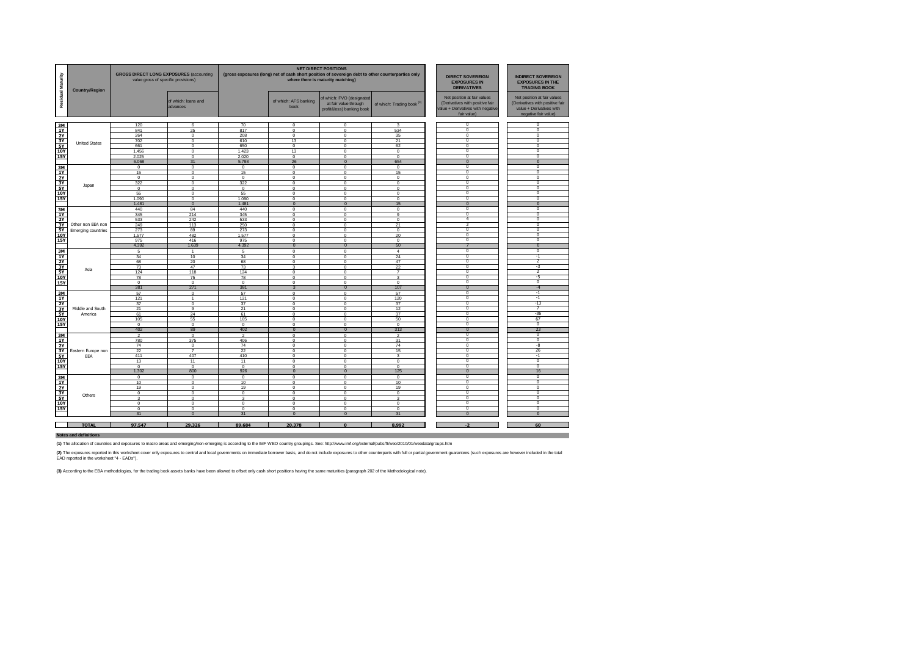| Residual Maturity | Country/Region | GROSS DIRECT LONG EXPOSURES (accounting value gross of specific provisions) | | NET DIRECT POSITIONS (gross exposures (long) net of cash short position of sovereign debt to other counterparties only where there is maturity matching) | | | | DIRECT SOVEREIGN EXPOSURES IN DERIVATIVES | INDIRECT SOVEREIGN EXPOSURES IN THE TRADING BOOK |
|---|---|---|---|---|---|---|---|---|---|
| | | | of which: loans and advances | | of which: AFS banking book | of which: FVO (designated at fair value through profit&loss) banking book | of which: Trading book [3] | Net position at fair values (Derivatives with positive fair value + Derivatives with negative fair value) | Net position at fair values (Derivatives with positive fair value + Derivatives with negative fair value) |
| 3M | United States | 120 | 6 | 70 | 0 | 0 | 3 | 0 | 0 |
| 1Y | | 841 | 25 | 817 | 0 | 0 | 534 | 0 | 0 |
| 2Y | | 264 | 0 | 208 | 0 | 0 | 35 | 0 | 0 |
| 3Y | | 702 | 0 | 610 | 13 | 0 | 21 | 0 | 0 |
| 5Y | | 661 | 0 | 650 | 0 | 0 | 62 | 0 | 0 |
| 10Y | | 1.456 | 0 | 1.423 | 13 | 0 | 0 | 0 | 0 |
| 15Y | | 2.025 | 0 | 2.020 | 0 | 0 | 0 | 0 | 0 |
| | | 6.068 | 31 | 5.798 | 26 | 0 | 654 | 0 | 0 |
| 3M | Japan | 0 | 0 | 0 | 0 | 0 | 0 | 0 | 0 |
| 1Y | | 15 | 0 | 15 | 0 | 0 | 15 | 0 | 0 |
| 2Y | | 0 | 0 | 0 | 0 | 0 | 0 | 0 | 0 |
| 3Y | | 322 | 0 | 322 | 0 | 0 | 0 | 0 | 0 |
| 5Y | | 0 | 0 | 0 | 0 | 0 | 0 | 0 | 0 |
| 10Y | | 55 | 0 | 55 | 0 | 0 | 0 | 0 | 0 |
| 15Y | | 1.090 | 0 | 1.090 | 0 | 0 | 0 | 0 | 0 |
| | | 1.481 | 0 | 1.481 | 0 | 0 | 15 | 0 | 0 |
| 3M | Other non EEA non Emerging countries | 440 | 84 | 440 | 0 | 0 | 0 | 0 | 0 |
| 1Y | | 345 | 214 | 345 | 0 | 0 | 9 | 0 | 0 |
| 2Y | | 533 | 242 | 533 | 0 | 0 | 0 | 4 | 0 |
| 3Y | | 249 | 113 | 250 | 0 | 0 | 21 | 3 | 0 |
| 5Y | | 273 | 89 | 273 | 0 | 0 | 0 | 0 | 0 |
| 10Y | | 1.577 | 482 | 1.577 | 0 | 0 | 20 | 0 | 0 |
| 15Y | | 975 | 416 | 975 | 0 | 0 | 0 | 0 | 0 |
| | | 4.392 | 1.639 | 4.392 | 0 | 0 | 50 | 7 | 0 |
| 3M | Asia | 5 | 1 | 5 | 0 | 0 | 4 | 0 | 0 |
| 1Y | | 34 | 10 | 34 | 0 | 0 | 24 | 0 | -1 |
| 2Y | | 68 | 20 | 68 | 0 | 0 | 47 | 0 | 2 |
| 3Y | | 73 | 47 | 73 | 3 | 0 | 22 | 0 | -3 |
| 5Y | | 124 | 118 | 124 | 0 | 0 | 7 | 0 | 2 |
| 10Y | | 78 | 75 | 78 | 0 | 0 | 3 | 0 | -5 |
| 15Y | | 0 | 0 | 0 | 0 | 0 | 0 | 0 | 0 |
| | | 381 | 271 | 381 | 3 | 0 | 107 | 0 | -4 |
| 3M | Middle and South America | 57 | 0 | 57 | 0 | 0 | 57 | 0 | -1 |
| 1Y | | 121 | 1 | 121 | 0 | 0 | 120 | 0 | -1 |
| 2Y | | 37 | 0 | 37 | 0 | 0 | 37 | 0 | -13 |
| 3Y | | 21 | 9 | 21 | 0 | 0 | 12 | 0 | 7 |
| 5Y | | 61 | 24 | 61 | 0 | 0 | 37 | 0 | -36 |
| 10Y | | 105 | 55 | 105 | 0 | 0 | 50 | 0 | 67 |
| 15Y | | 0 | 0 | 0 | 0 | 0 | 0 | 0 | 0 |
| | | 402 | 89 | 402 | 0 | 0 | 313 | 0 | 23 |
| 3M | Eastern Europe non EEA | 2 | 0 | 2 | 0 | 0 | 2 | 0 | 0 |
| 1Y | | 780 | 375 | 406 | 0 | 0 | 31 | 0 | 0 |
| 2Y | | 74 | 0 | 74 | 0 | 0 | 74 | 0 | -8 |
| 3Y | | 22 | 7 | 22 | 0 | 0 | 15 | 0 | 26 |
| 5Y | | 411 | 407 | 410 | 0 | 0 | 3 | 0 | -1 |
| 10Y | | 13 | 11 | 11 | 0 | 0 | 0 | 0 | 0 |
| 15Y | | 0 | 0 | 0 | 0 | 0 | 0 | 0 | 0 |
| | | 1.302 | 800 | 926 | 0 | 0 | 125 | 0 | 16 |
| 3M | Others | 0 | 0 | 0 | 0 | 0 | 0 | 0 | 0 |
| 1Y | | 10 | 0 | 10 | 0 | 0 | 10 | 0 | 0 |
| 2Y | | 19 | 0 | 19 | 0 | 0 | 19 | 0 | 0 |
| 3Y | | 0 | 0 | 0 | 0 | 0 | 0 | 0 | 0 |
| 5Y | | 3 | 0 | 3 | 0 | 0 | 3 | 0 | 0 |
| 10Y | | 0 | 0 | 0 | 0 | 0 | 0 | 0 | 0 |
| 15Y | | 0 | 0 | 0 | 0 | 0 | 0 | 0 | 0 |
| | | 31 | 0 | 31 | 0 | 0 | 31 | 0 | 0 |
| | **TOTAL** | **97.547** | **29.326** | **89.684** | **20.378** | **0** | **8.992** | **-2** | **60** |

**Notes and definitions**

**(1)** The allocation of countries and exposures to macro areas and emerging/non-emerging is according to the IMF WEO country groupings. See: http://www.imf.org/external/pubs/ft/weo/2010/01/weodata/groups.htm

**(2)** The exposures reported in this worksheet cover only exposures to central and local governments on immediate borrower basis, and do not include exposures to other counterparts with full or partial government guarantees (such exposures are however included in the total EAD reported in the worksheet "4 - EADs").

**(3)** According to the EBA methodologies, for the trading book assets banks have been allowed to offset only cash short positions having the same maturities (paragraph 202 of the Methodological note).